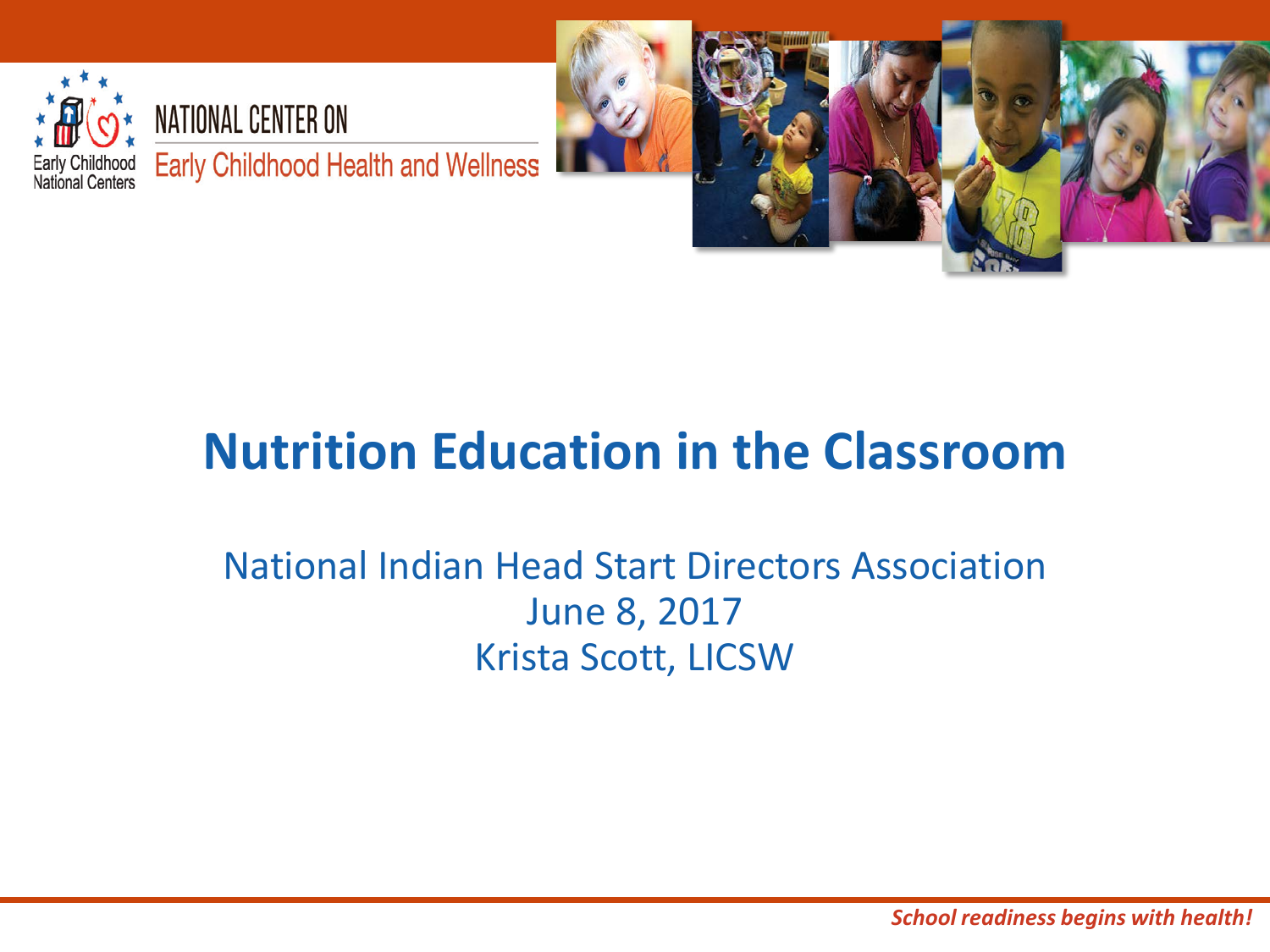NATIONAL CENTER ON
Early Childhood Health and Wellness

Early Childhood National Centers

# Nutrition Education in the Classroom

National Indian Head Start Directors Association
June 8, 2017
Krista Scott, LICSW

*School readiness begins with health!*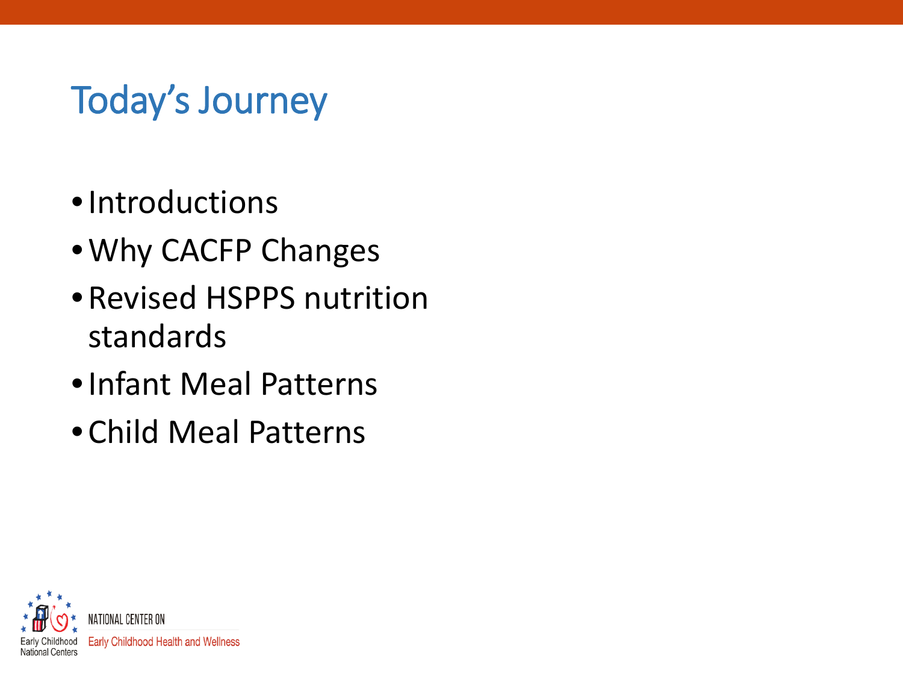# Today's Journey

- Introductions
- Why CACFP Changes
- Revised HSPPS nutrition standards
- Infant Meal Patterns
- Child Meal Patterns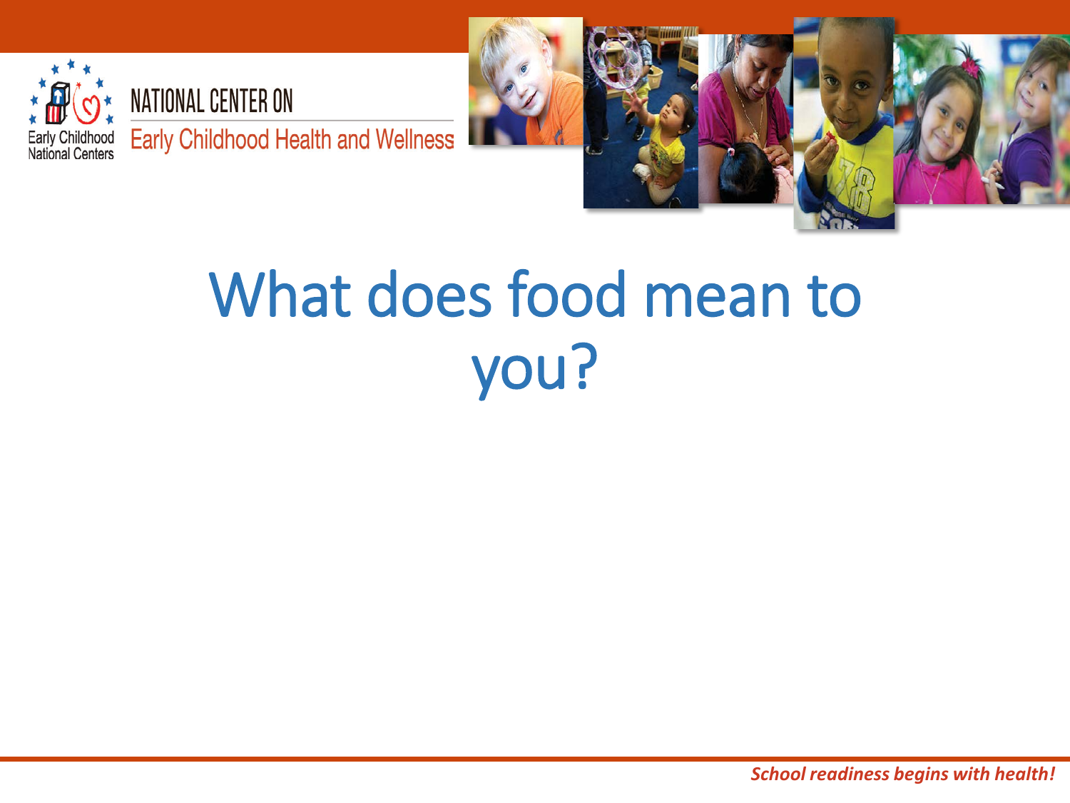# What does food mean to you?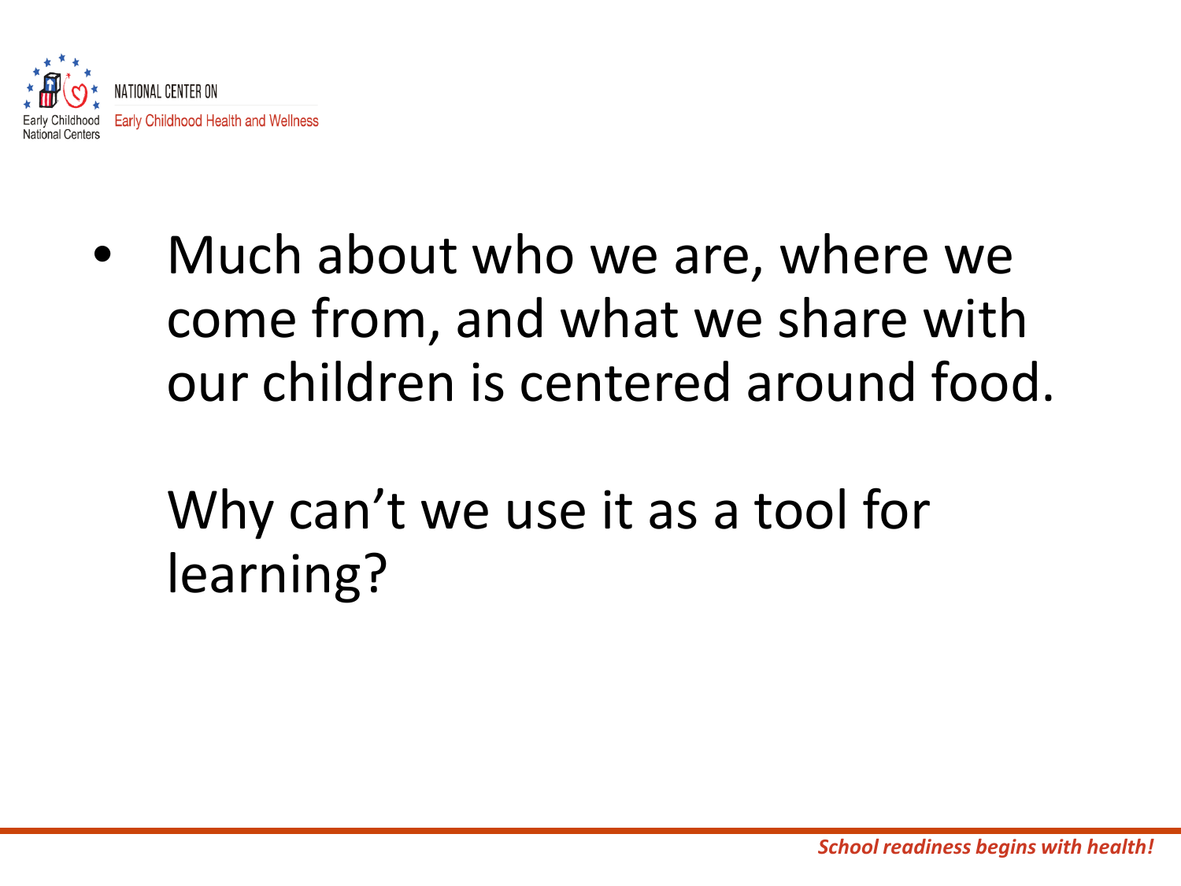- Much about who we are, where we come from, and what we share with our children is centered around food.

  Why can't we use it as a tool for learning?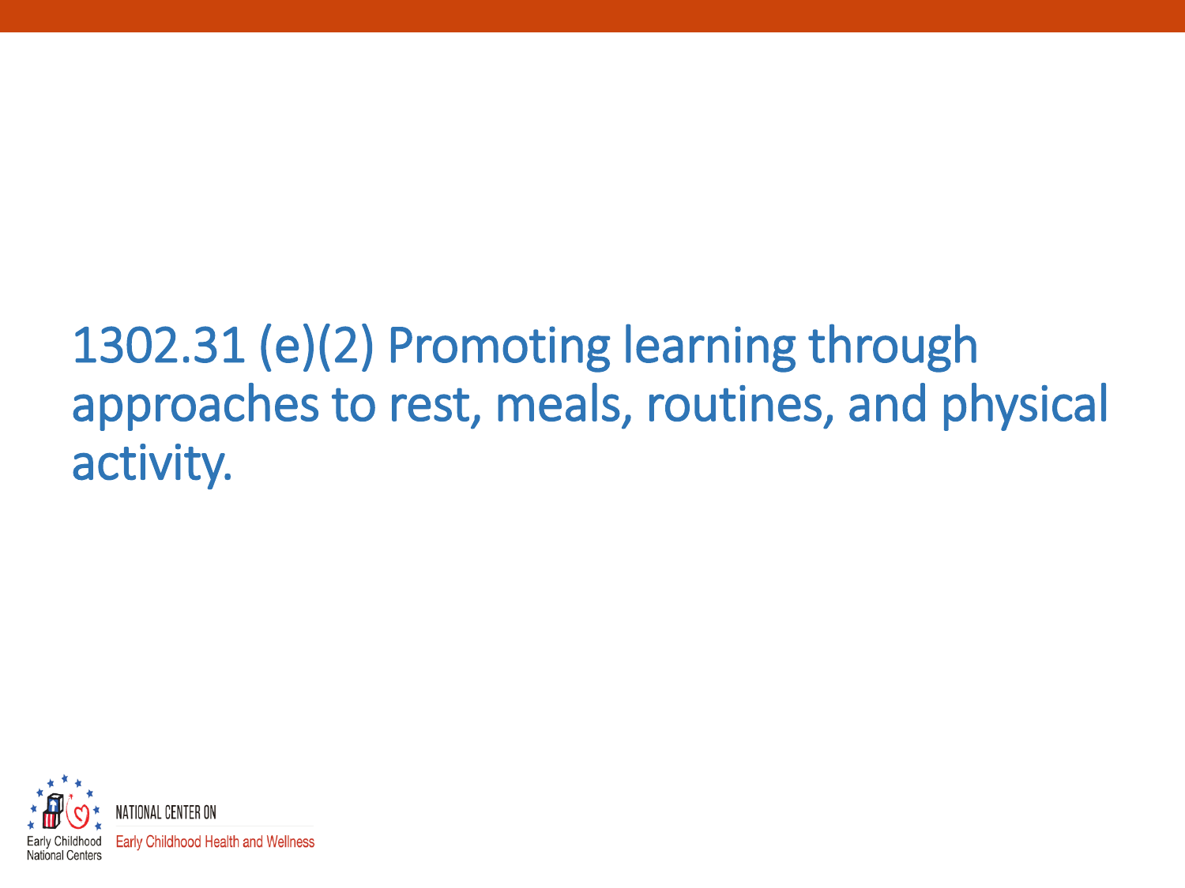# 1302.31 (e)(2) Promoting learning through approaches to rest, meals, routines, and physical activity.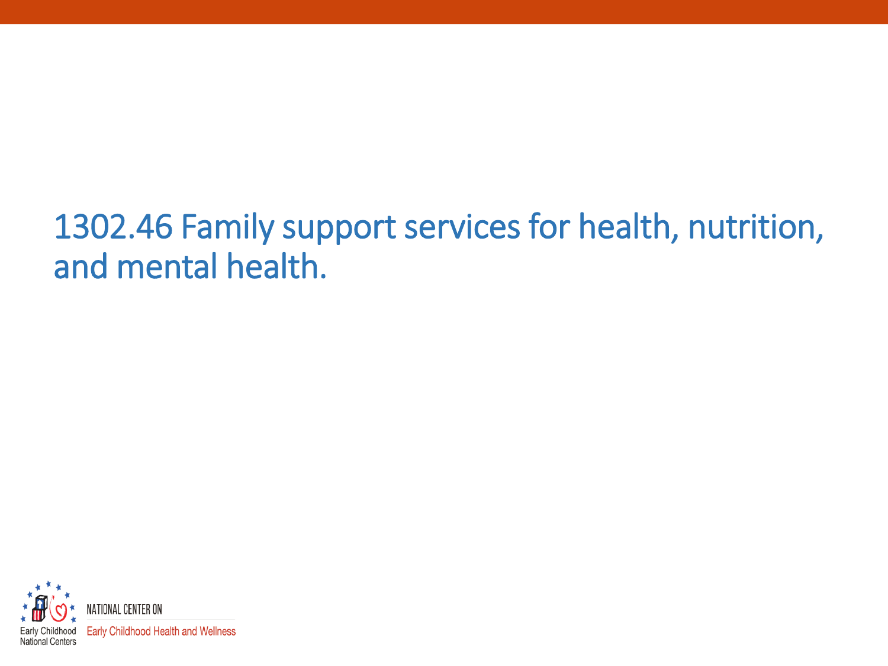# 1302.46 Family support services for health, nutrition, and mental health.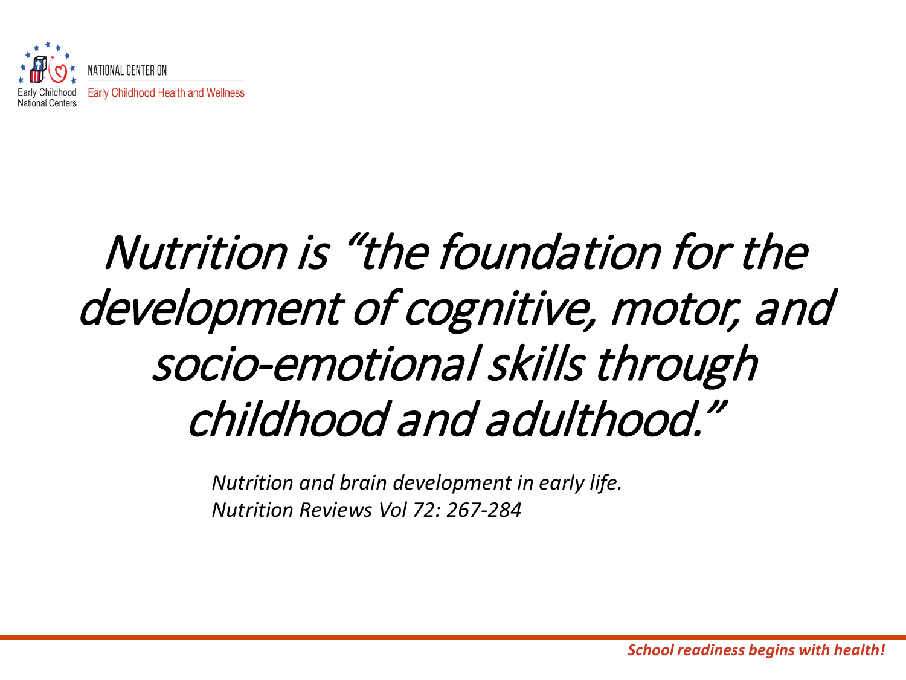*Nutrition is "the foundation for the development of cognitive, motor, and socio-emotional skills through childhood and adulthood."*

*Nutrition and brain development in early life.*
*Nutrition Reviews Vol 72: 267-284*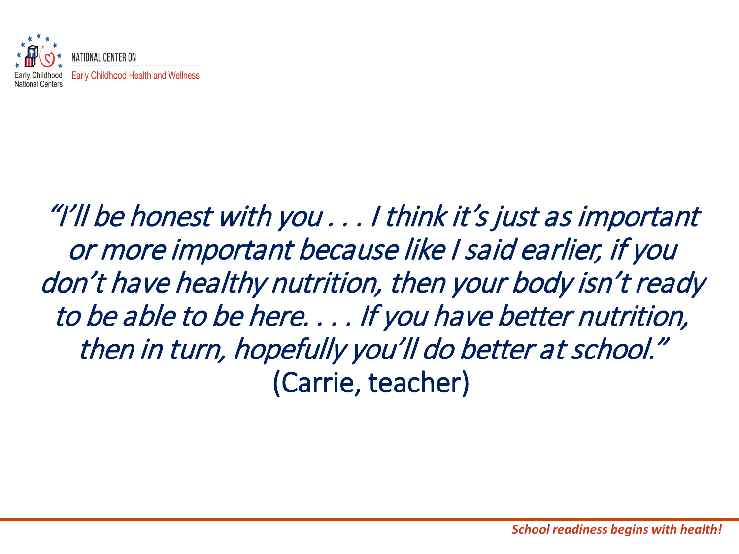*"I'll be honest with you . . . I think it's just as important or more important because like I said earlier, if you don't have healthy nutrition, then your body isn't ready to be able to be here. . . . If you have better nutrition, then in turn, hopefully you'll do better at school."*
(Carrie, teacher)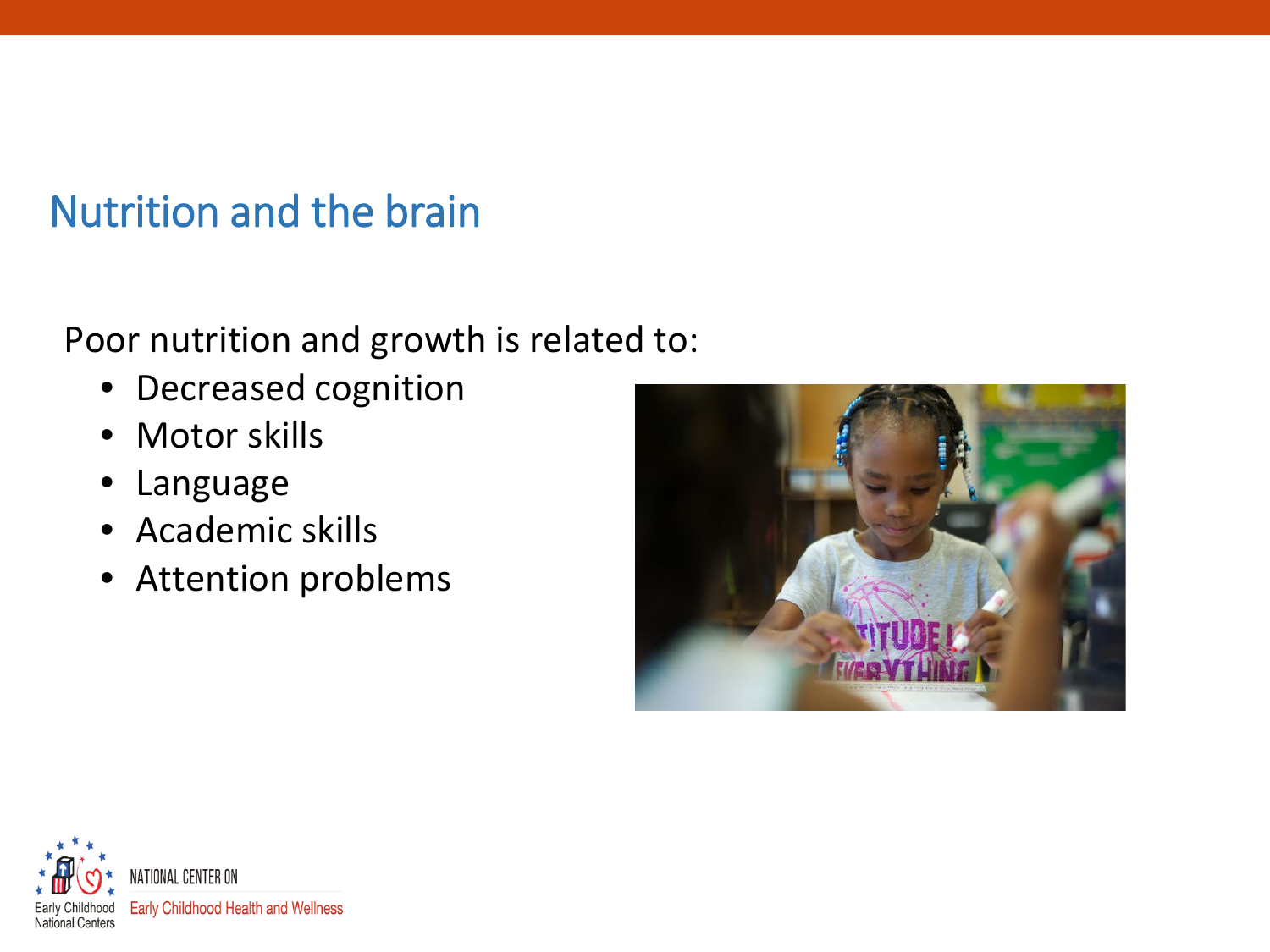## Nutrition and the brain

Poor nutrition and growth is related to:

- Decreased cognition
- Motor skills
- Language
- Academic skills
- Attention problems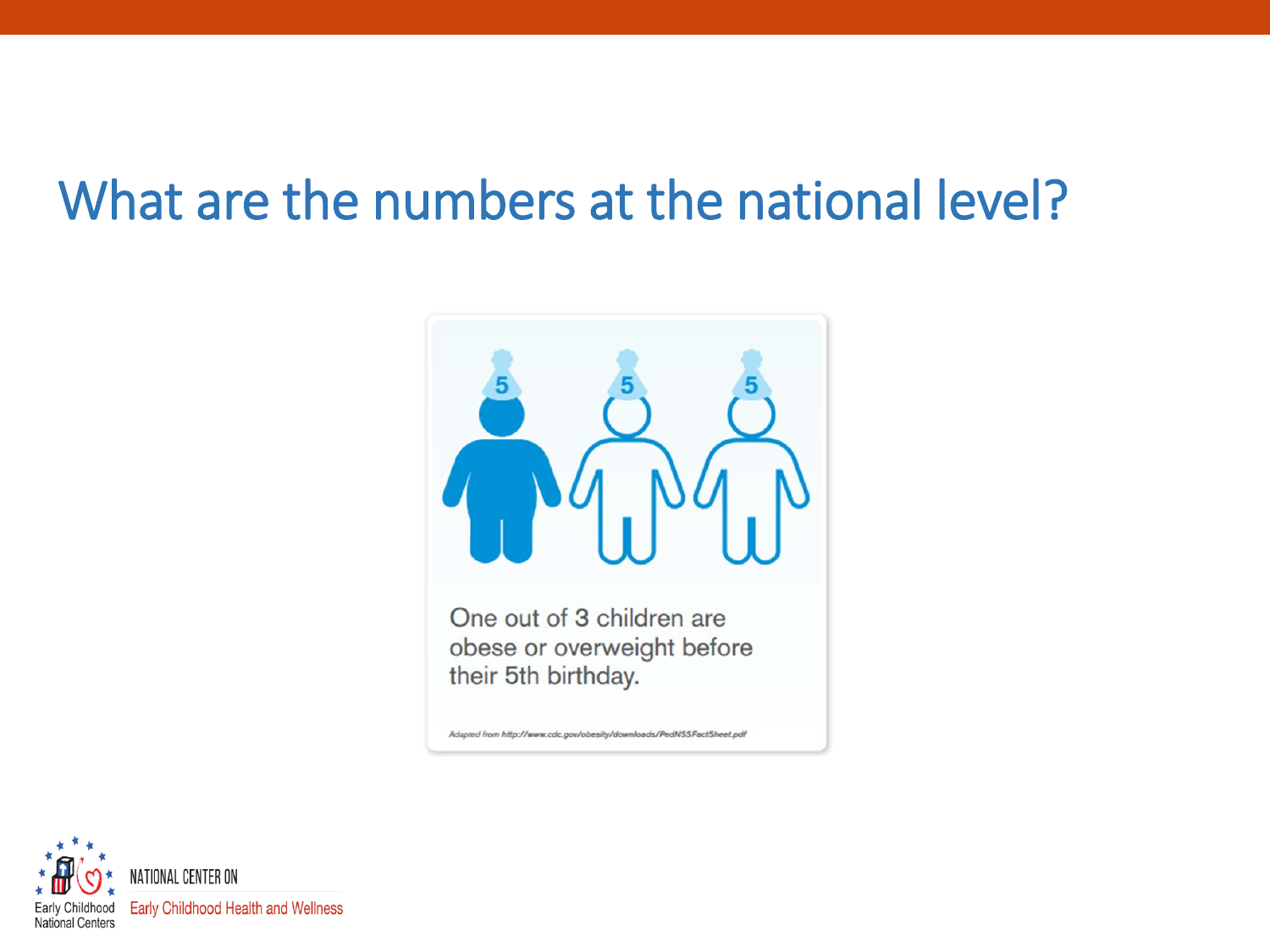# What are the numbers at the national level?

One out of 3 children are obese or overweight before their 5th birthday.

*Adapted from http://www.cdc.gov/obesity/downloads/PedNSSFactSheet.pdf*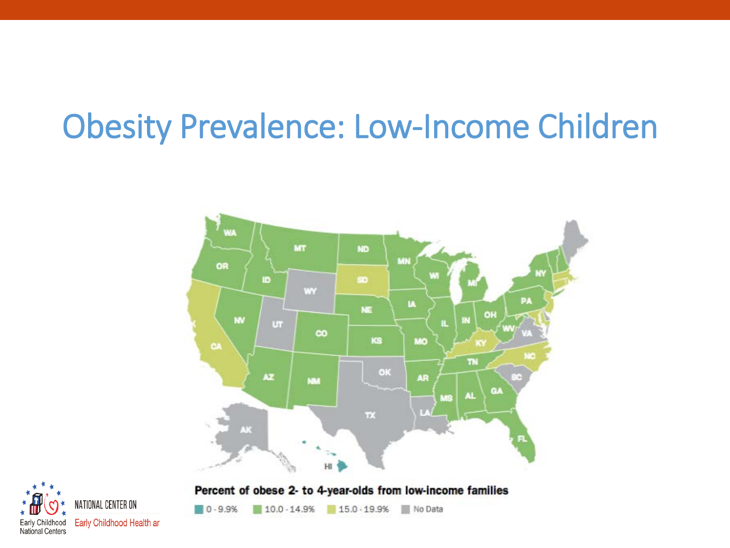# Obesity Prevalence: Low-Income Children

Percent of obese 2- to 4-year-olds from low-income families

0 - 9.9% | 10.0 - 14.9% | 15.0 - 19.9% | No Data

NATIONAL CENTER ON Early Childhood Health ar

Early Childhood National Centers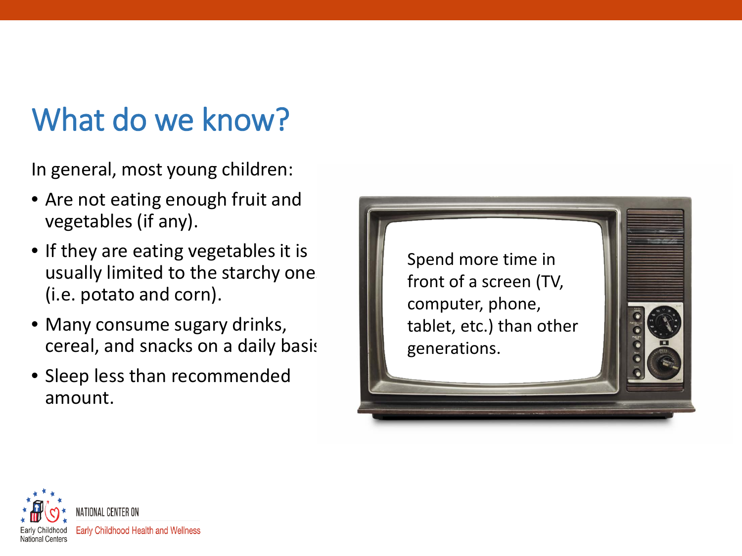# What do we know?

In general, most young children:

- Are not eating enough fruit and vegetables (if any).
- If they are eating vegetables it is usually limited to the starchy one (i.e. potato and corn).
- Many consume sugary drinks, cereal, and snacks on a daily basis
- Sleep less than recommended amount.

Spend more time in front of a screen (TV, computer, phone, tablet, etc.) than other generations.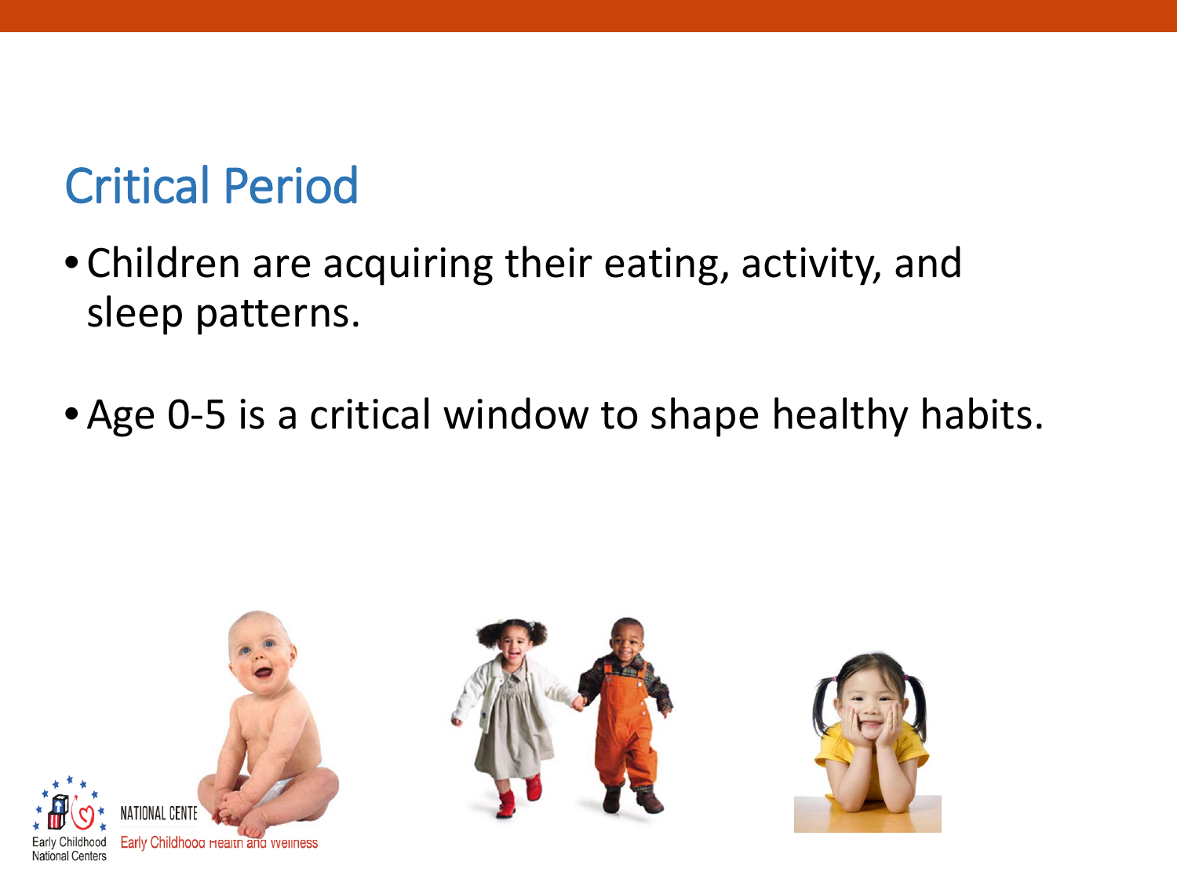## Critical Period

- Children are acquiring their eating, activity, and sleep patterns.
- Age 0-5 is a critical window to shape healthy habits.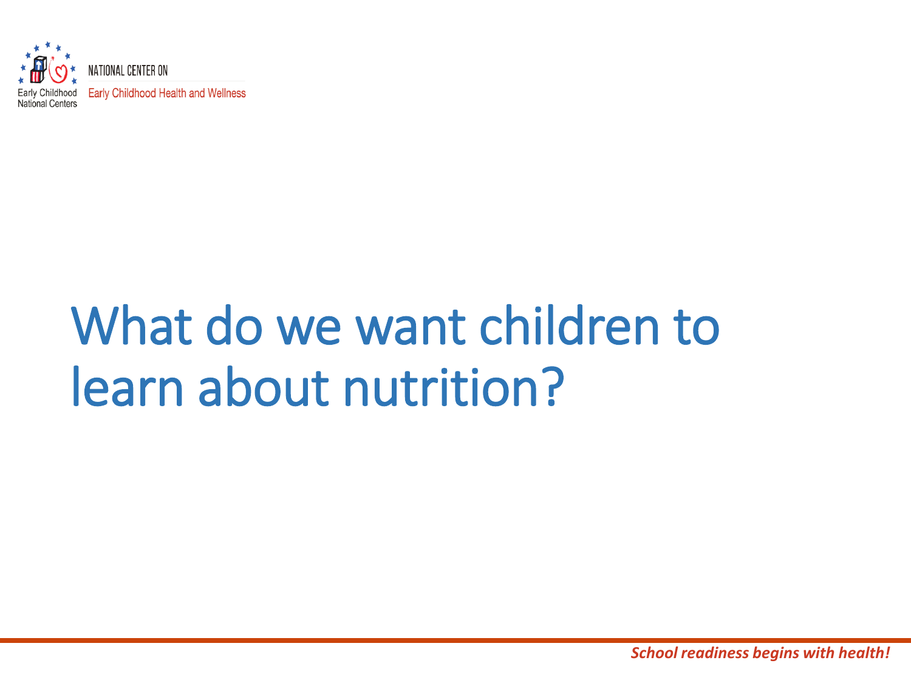# What do we want children to learn about nutrition?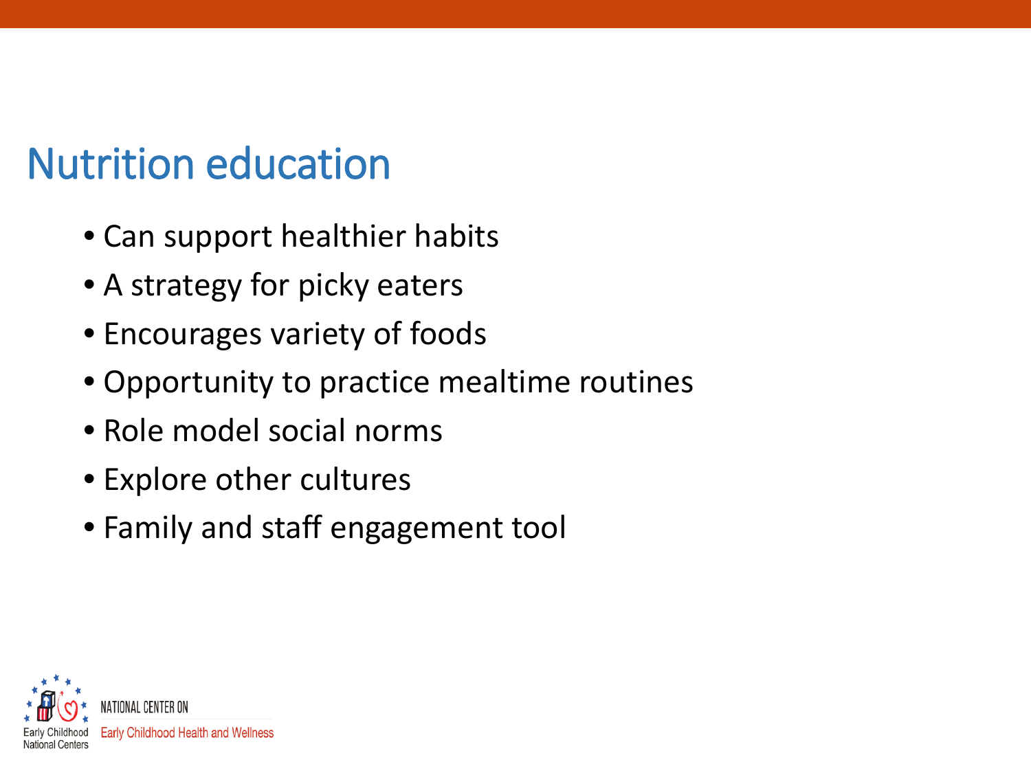# Nutrition education

- Can support healthier habits
- A strategy for picky eaters
- Encourages variety of foods
- Opportunity to practice mealtime routines
- Role model social norms
- Explore other cultures
- Family and staff engagement tool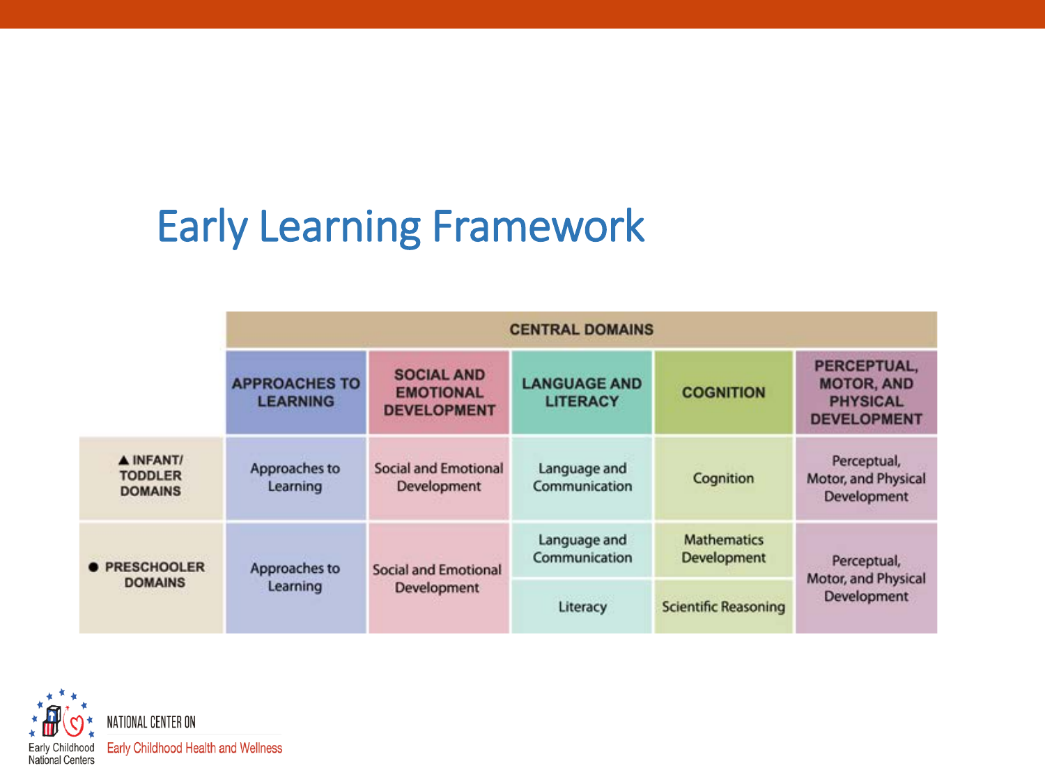# Early Learning Framework

| | CENTRAL DOMAINS | | | | | |
|---|---|---|---|---|---|---|
| | **APPROACHES TO LEARNING** | **SOCIAL AND EMOTIONAL DEVELOPMENT** | **LANGUAGE AND LITERACY** | **COGNITION** | | **PERCEPTUAL, MOTOR, AND PHYSICAL DEVELOPMENT** |
| **▲ INFANT/ TODDLER DOMAINS** | Approaches to Learning | Social and Emotional Development | Language and Communication | Cognition | | Perceptual, Motor, and Physical Development |
| **● PRESCHOOLER DOMAINS** | Approaches to Learning | Social and Emotional Development | Language and Communication | Mathematics Development | | Perceptual, Motor, and Physical Development |
| | | | Literacy | Scientific Reasoning | | |

NATIONAL CENTER ON Early Childhood Health and Wellness

Early Childhood National Centers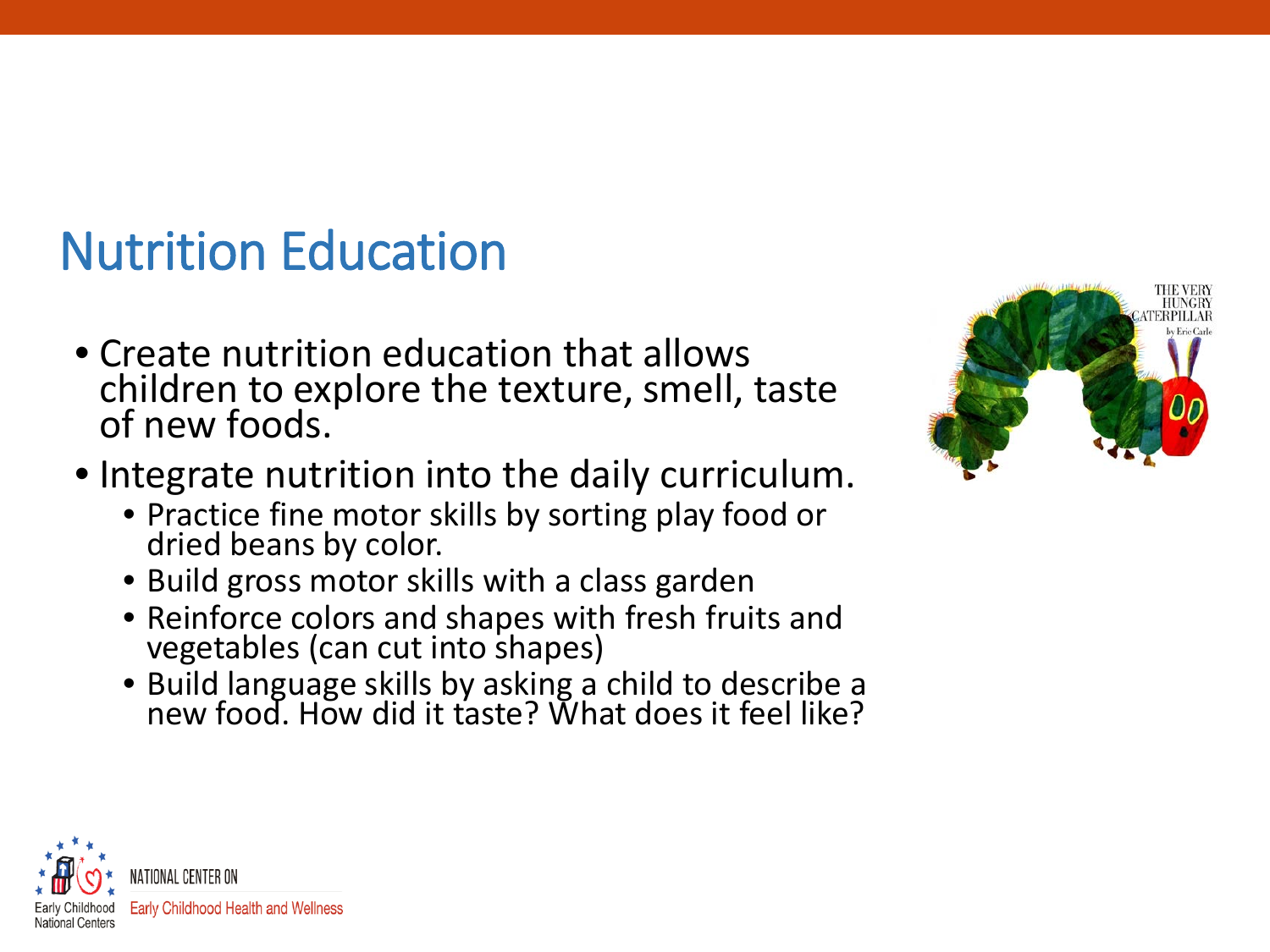# Nutrition Education

- Create nutrition education that allows children to explore the texture, smell, taste of new foods.
- Integrate nutrition into the daily curriculum.
  - Practice fine motor skills by sorting play food or dried beans by color.
  - Build gross motor skills with a class garden
  - Reinforce colors and shapes with fresh fruits and vegetables (can cut into shapes)
  - Build language skills by asking a child to describe a new food. How did it taste? What does it feel like?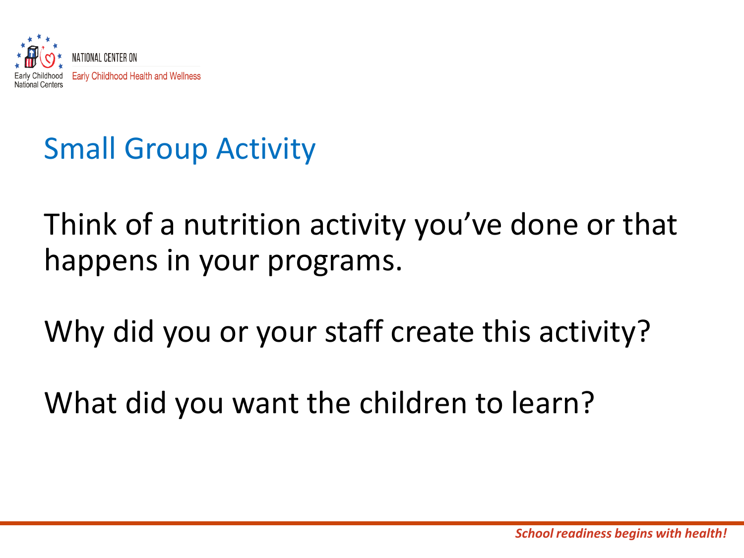## Small Group Activity

Think of a nutrition activity you've done or that happens in your programs.

Why did you or your staff create this activity?

What did you want the children to learn?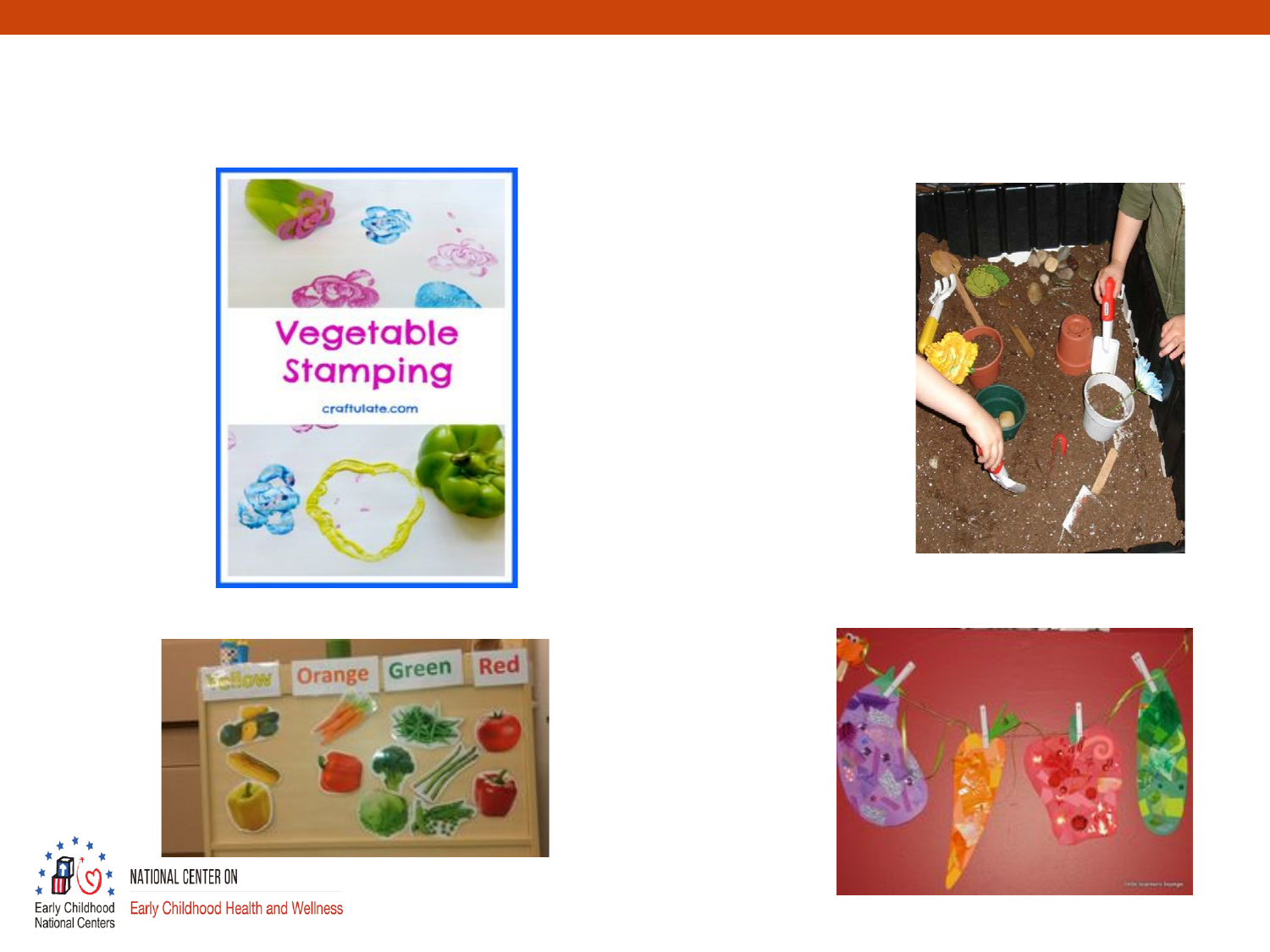Vegetable Stamping

craftulate.com

Yellow Orange Green Red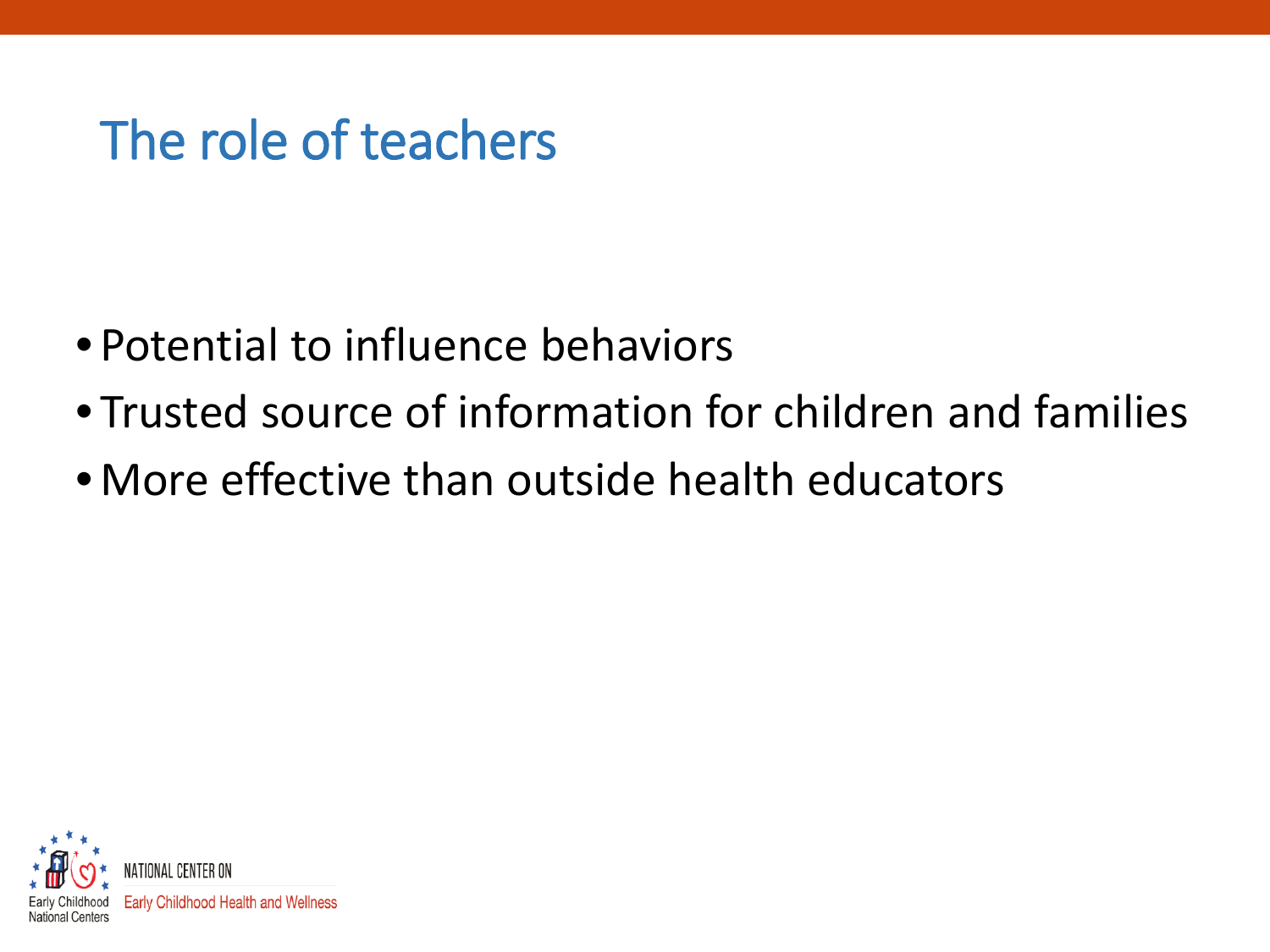# The role of teachers

- Potential to influence behaviors
- Trusted source of information for children and families
- More effective than outside health educators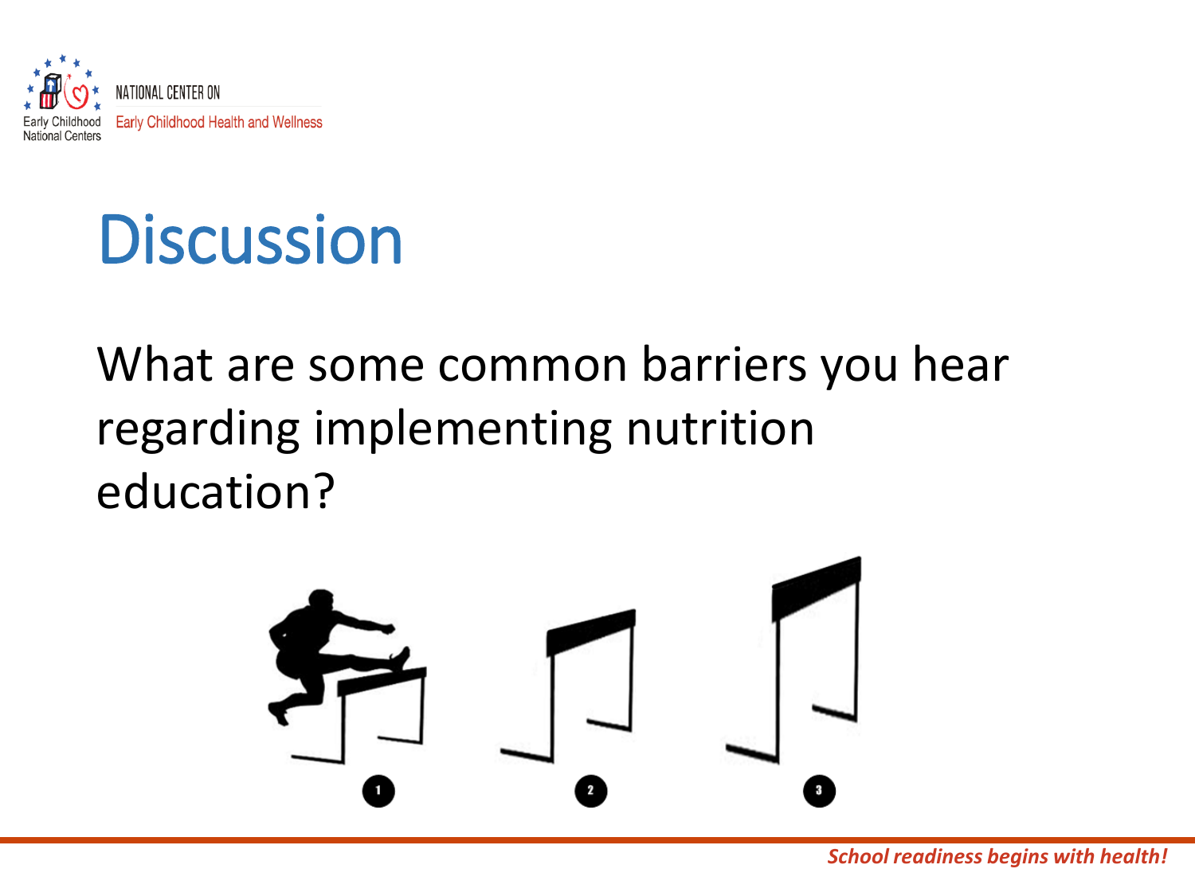# Discussion

What are some common barriers you hear regarding implementing nutrition education?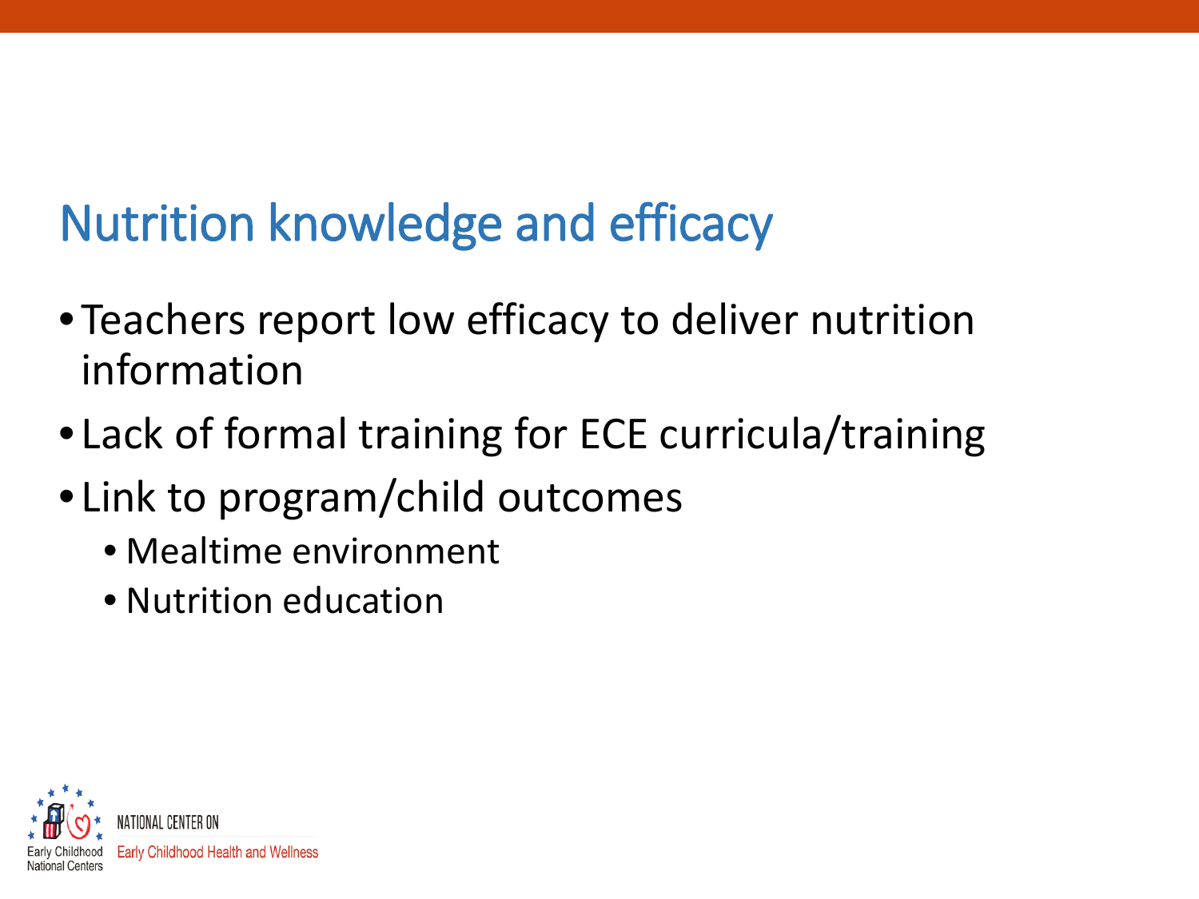# Nutrition knowledge and efficacy

- Teachers report low efficacy to deliver nutrition information
- Lack of formal training for ECE curricula/training
- Link to program/child outcomes
  - Mealtime environment
  - Nutrition education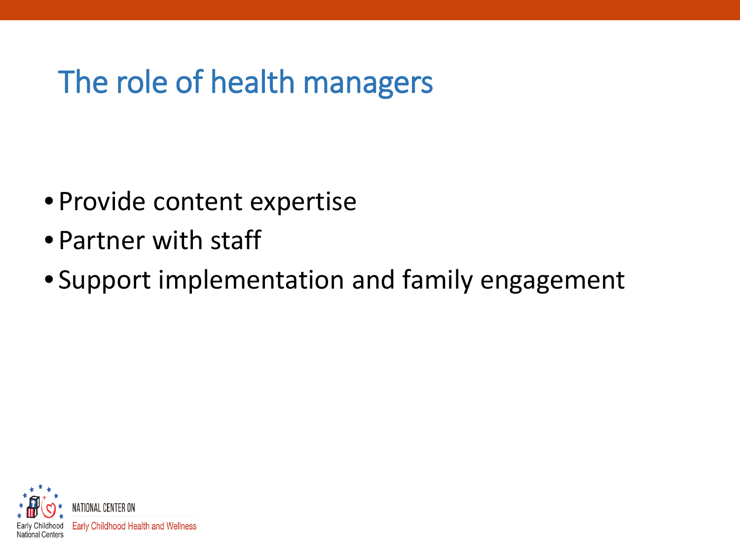# The role of health managers

- Provide content expertise
- Partner with staff
- Support implementation and family engagement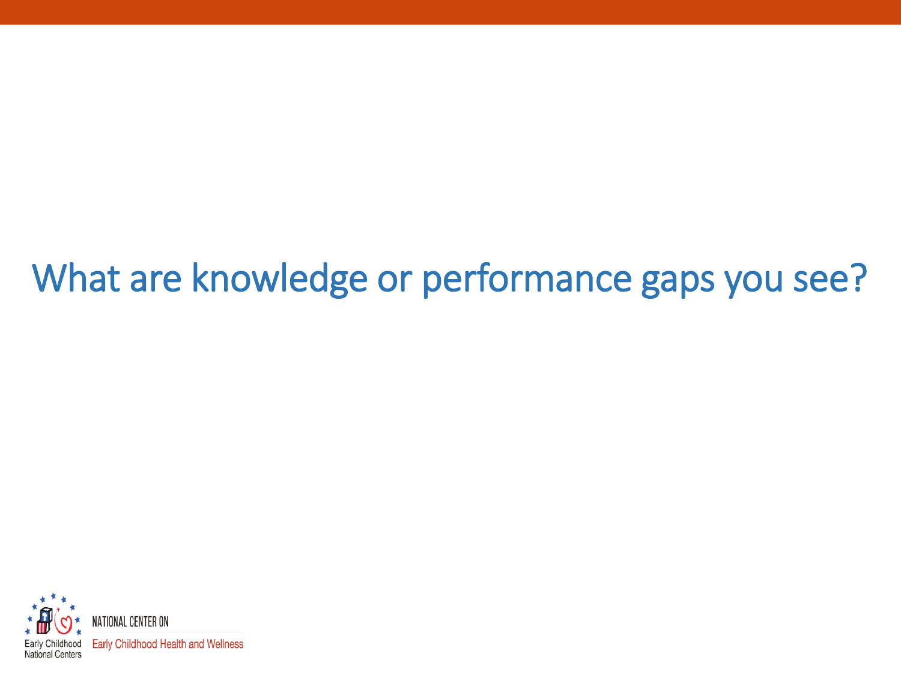# What are knowledge or performance gaps you see?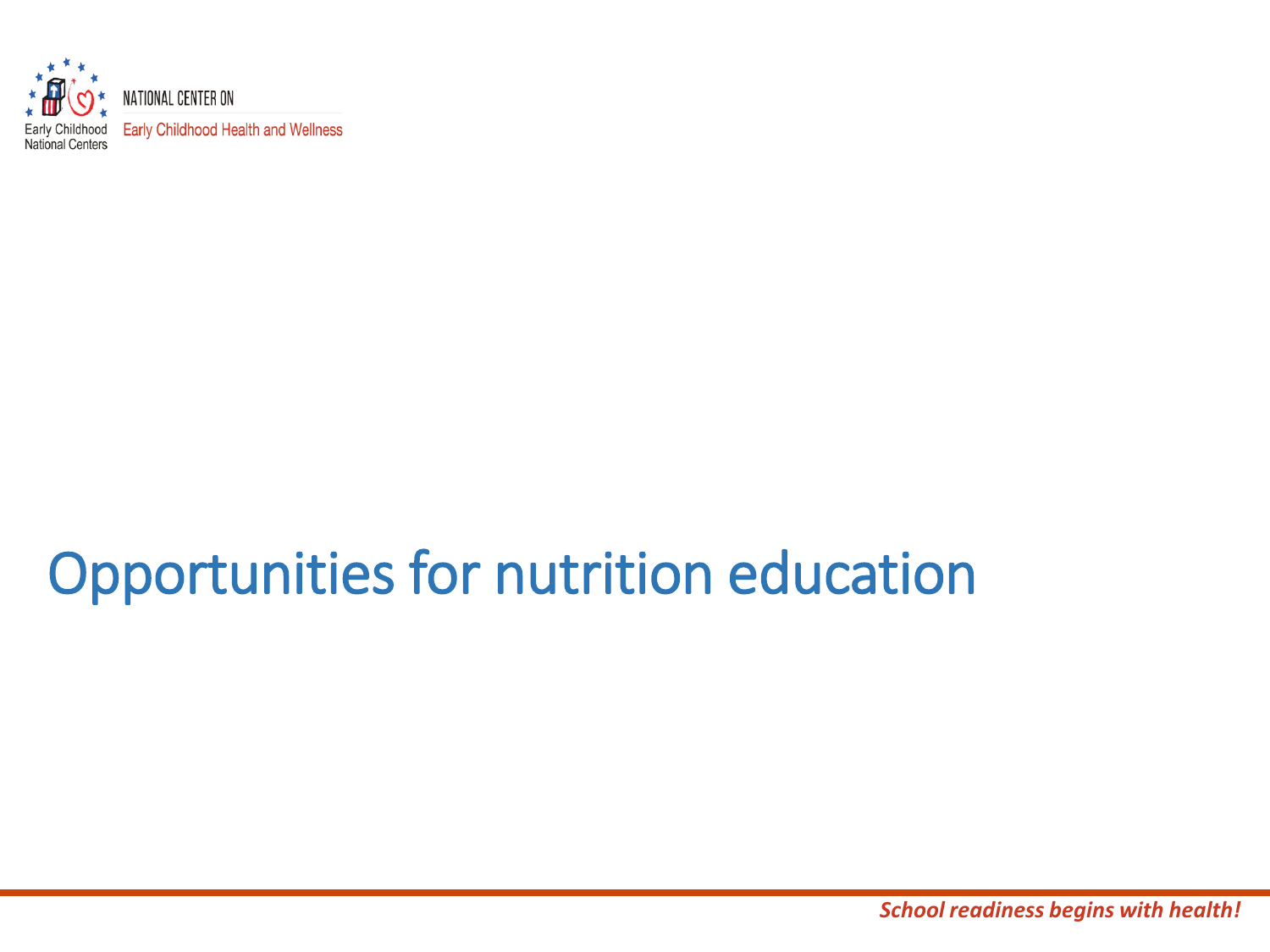# Opportunities for nutrition education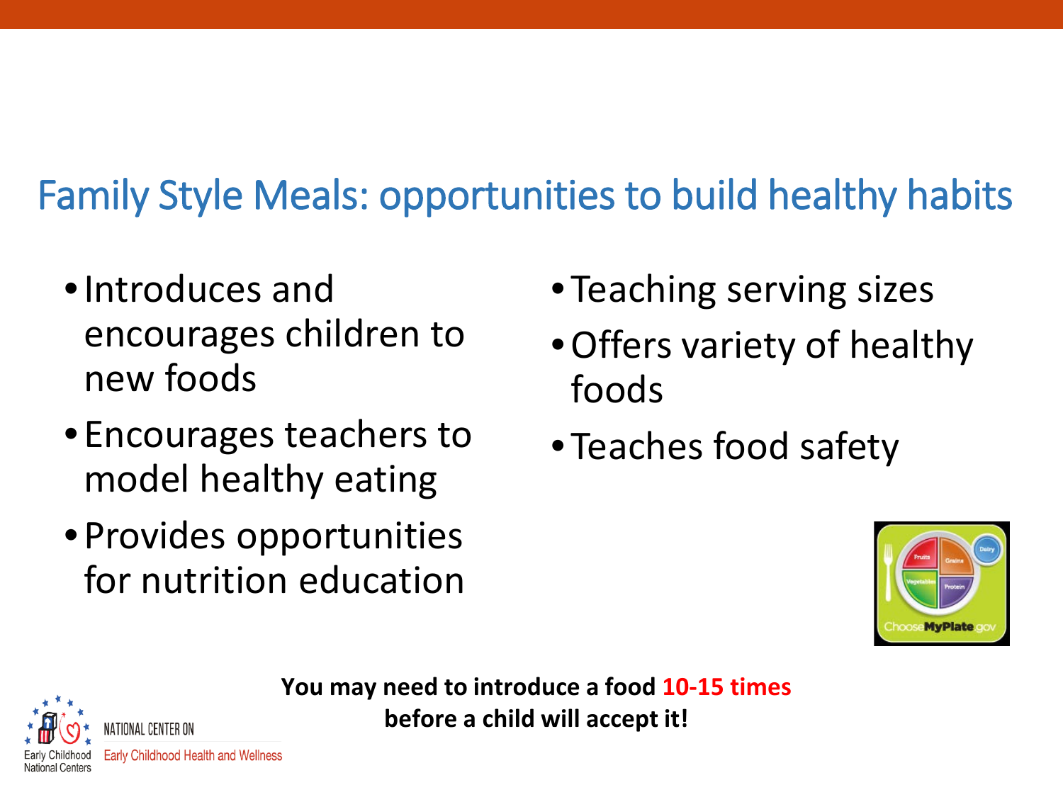## Family Style Meals: opportunities to build healthy habits

- Introduces and encourages children to new foods
- Encourages teachers to model healthy eating
- Provides opportunities for nutrition education
- Teaching serving sizes
- Offers variety of healthy foods
- Teaches food safety

**You may need to introduce a food 10-15 times before a child will accept it!**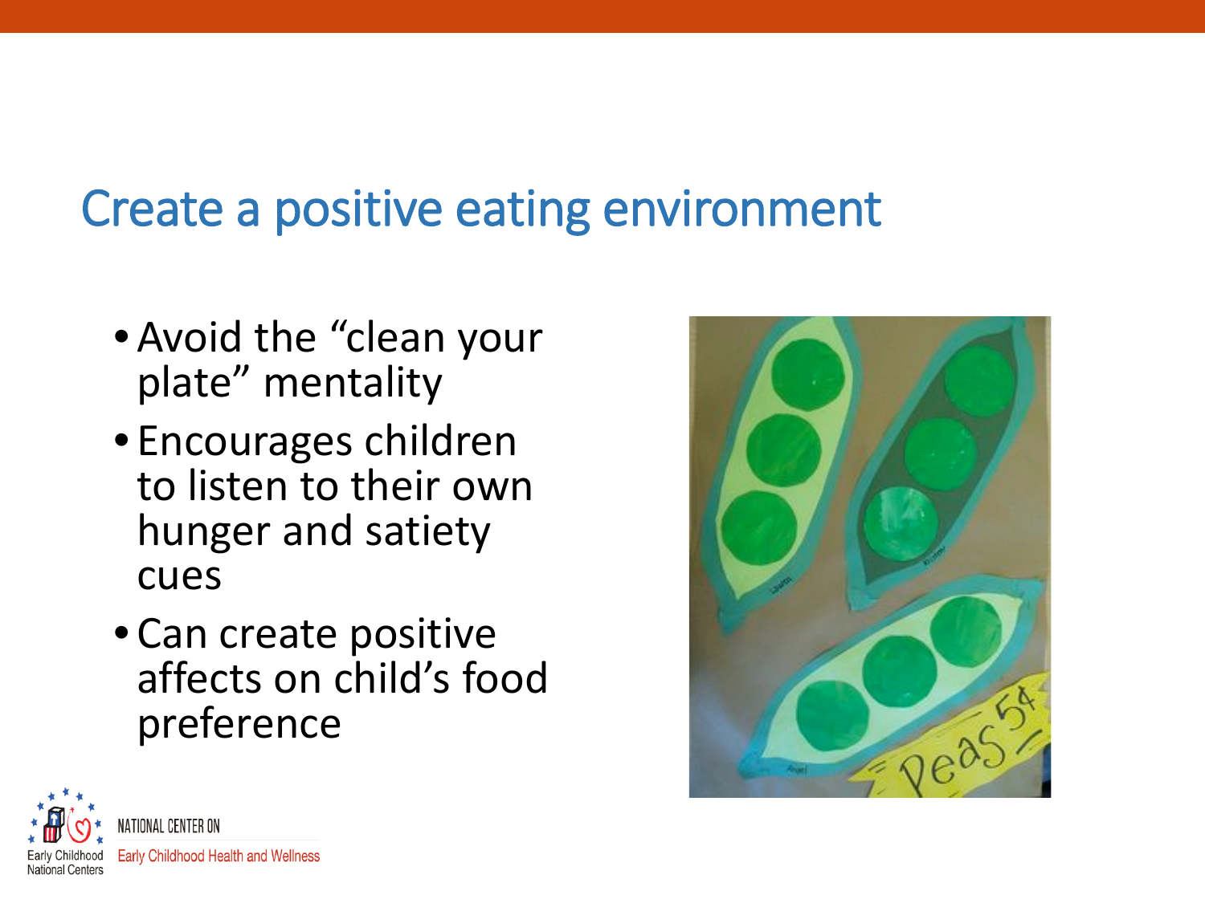## Create a positive eating environment

- Avoid the “clean your plate” mentality
- Encourages children to listen to their own hunger and satiety cues
- Can create positive affects on child’s food preference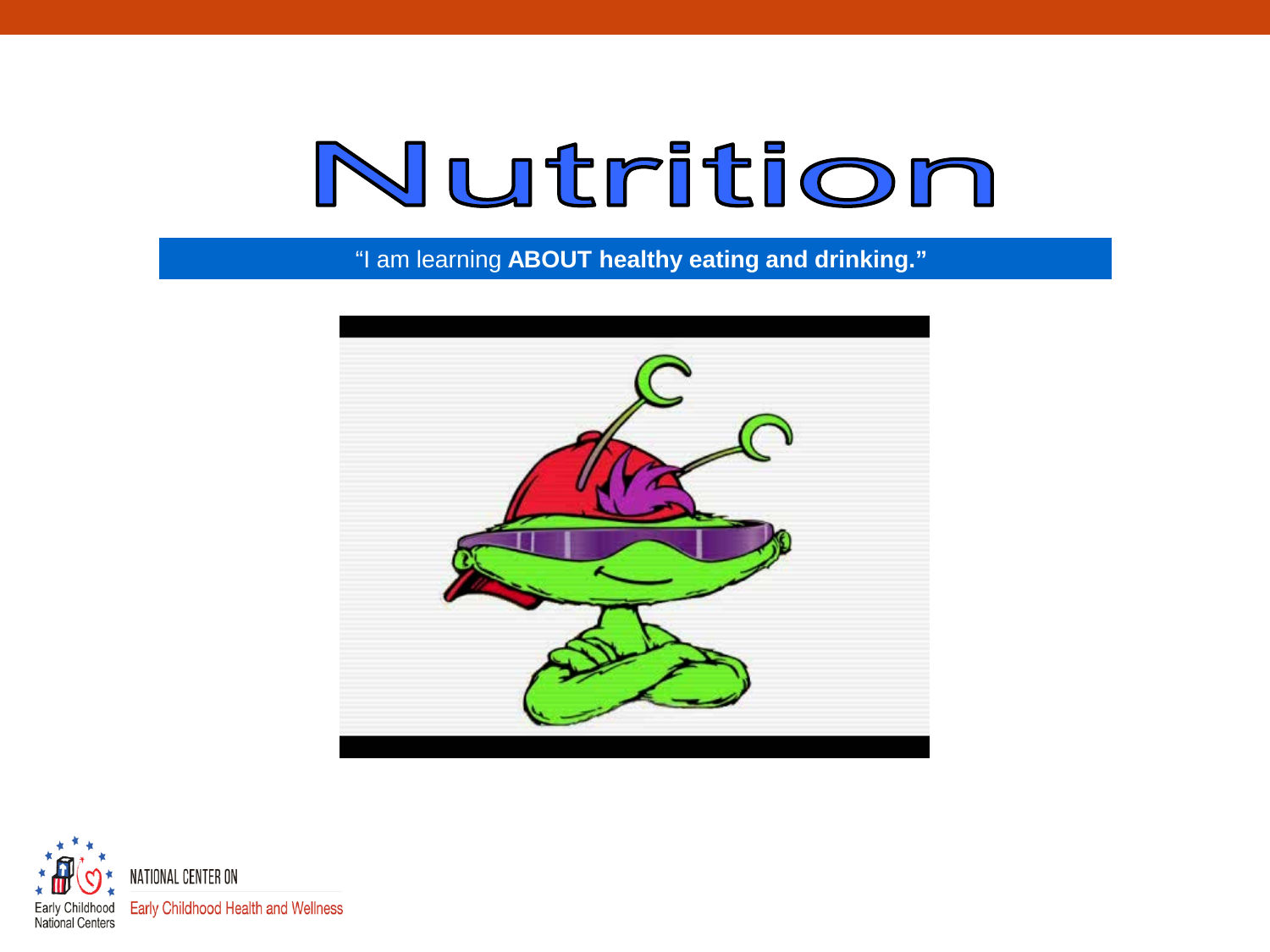# Nutrition

"I am learning **ABOUT healthy eating and drinking."**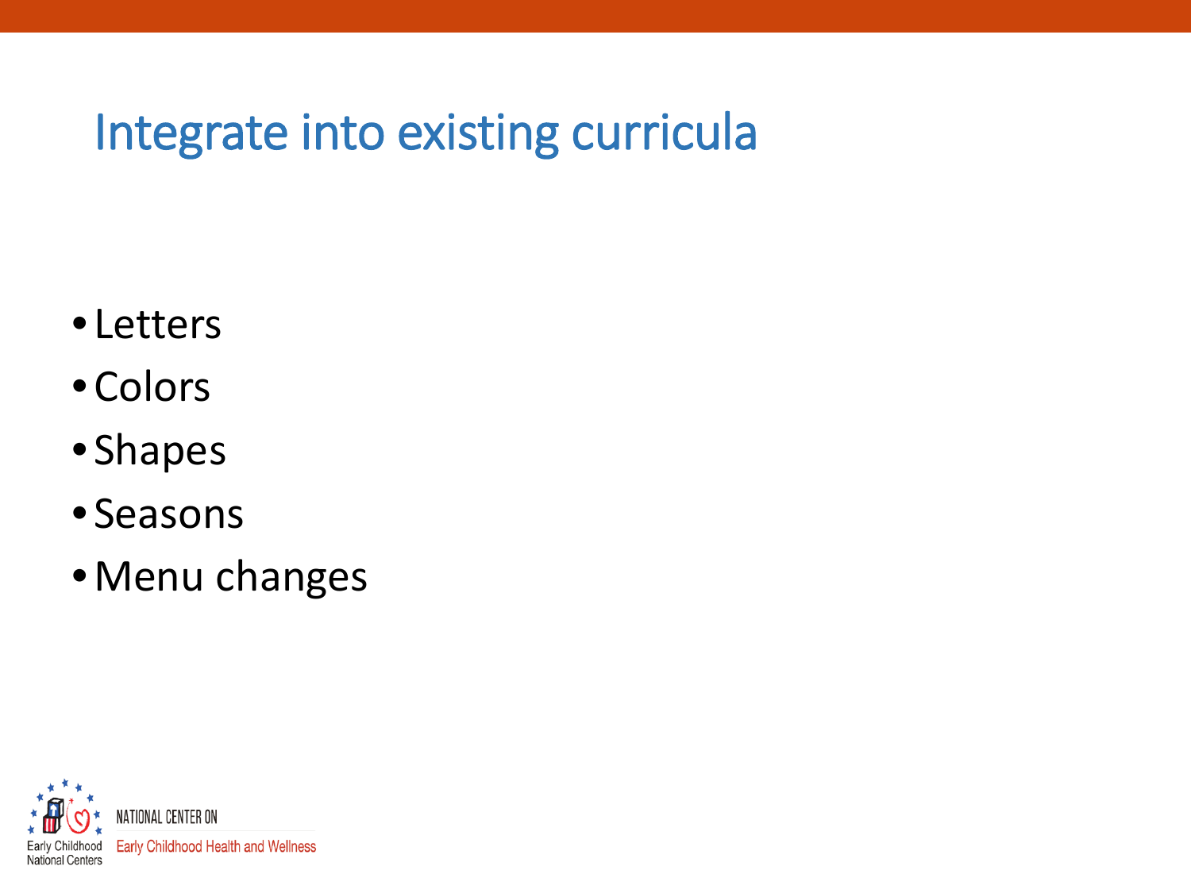# Integrate into existing curricula

- Letters
- Colors
- Shapes
- Seasons
- Menu changes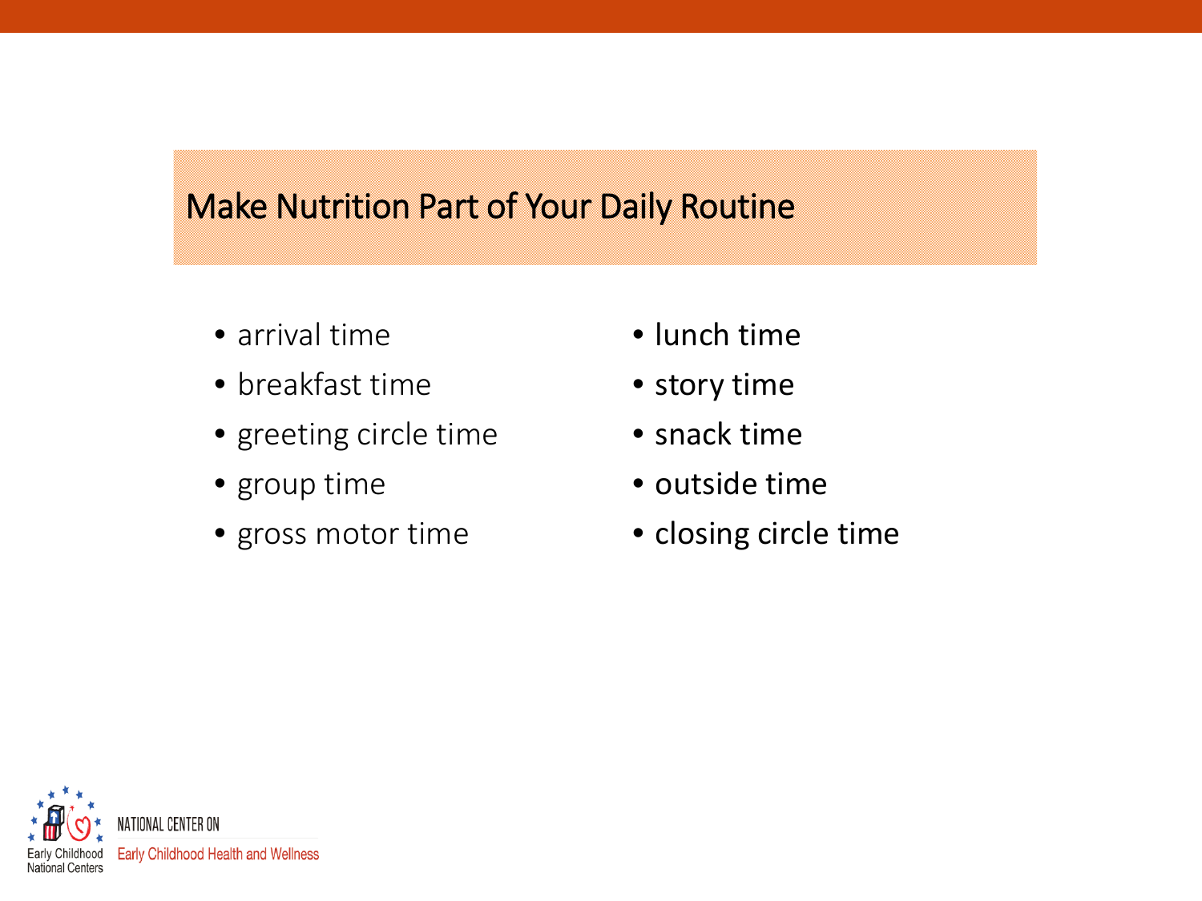# Make Nutrition Part of Your Daily Routine

- arrival time
- breakfast time
- greeting circle time
- group time
- gross motor time
- lunch time
- story time
- snack time
- outside time
- closing circle time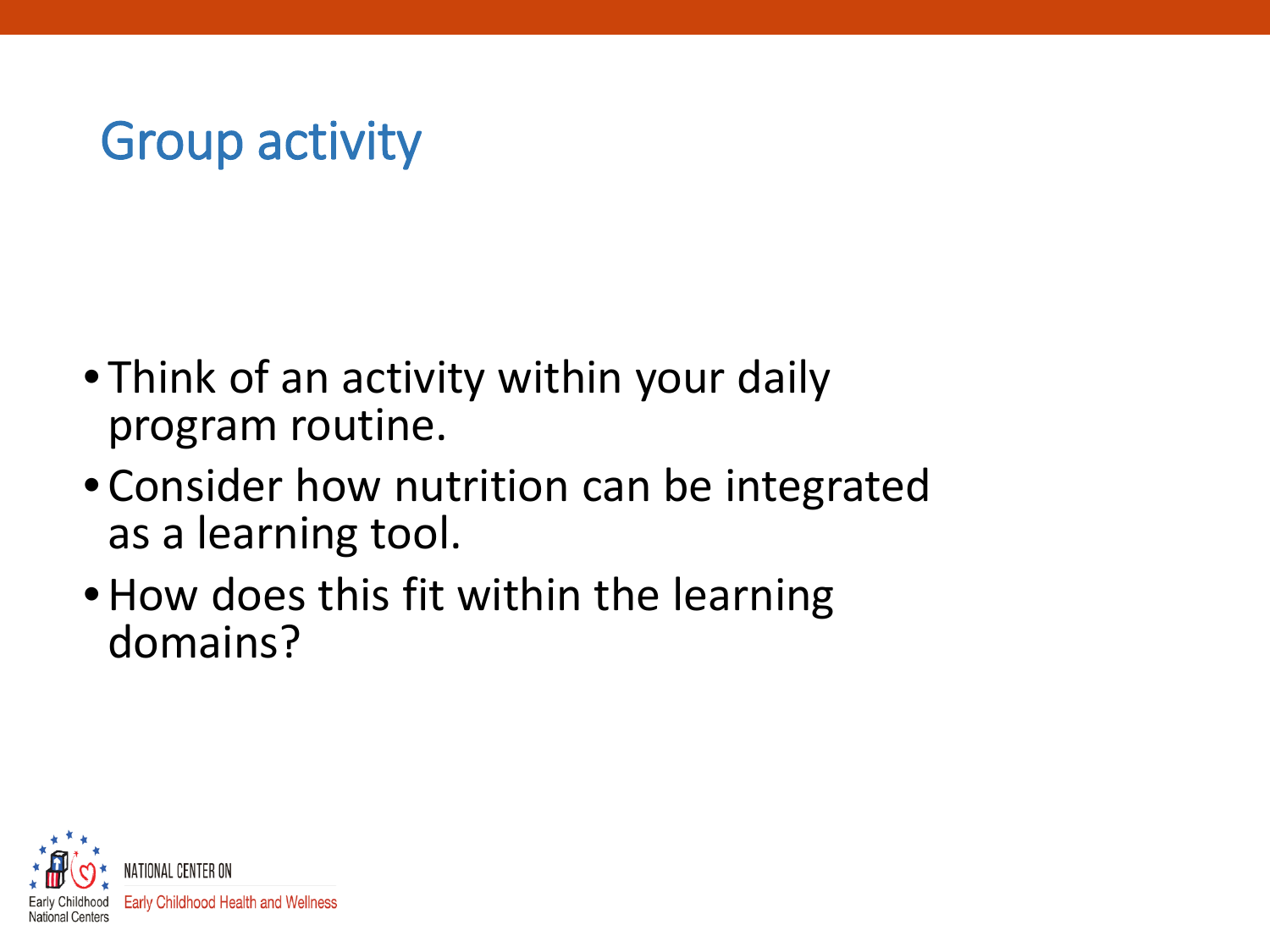# Group activity

- Think of an activity within your daily program routine.
- Consider how nutrition can be integrated as a learning tool.
- How does this fit within the learning domains?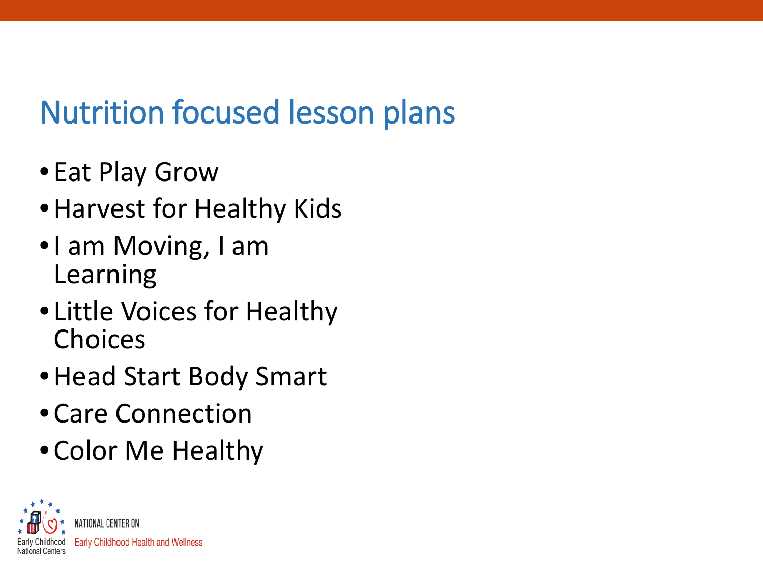# Nutrition focused lesson plans

- Eat Play Grow
- Harvest for Healthy Kids
- I am Moving, I am Learning
- Little Voices for Healthy Choices
- Head Start Body Smart
- Care Connection
- Color Me Healthy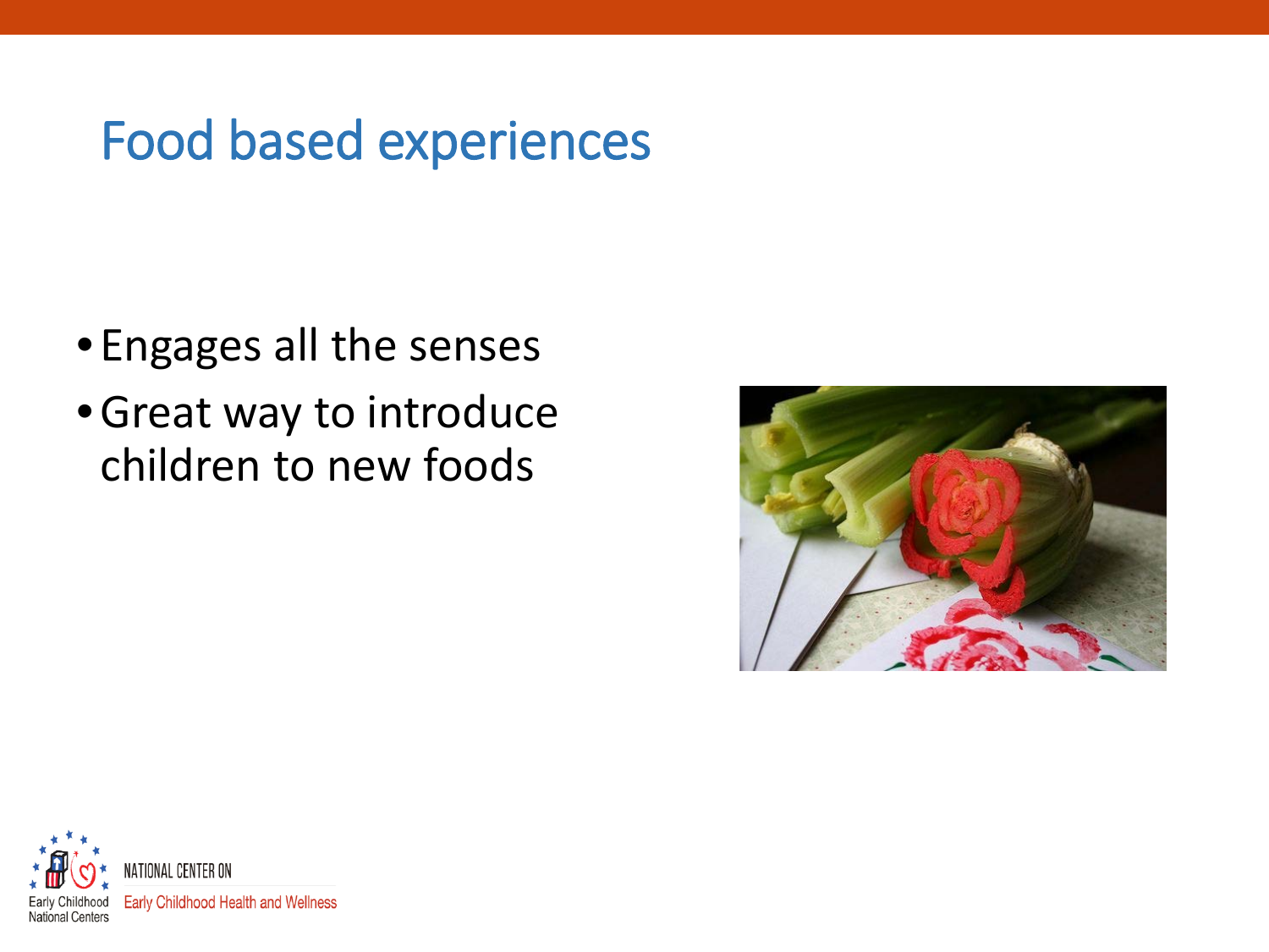# Food based experiences

- Engages all the senses
- Great way to introduce children to new foods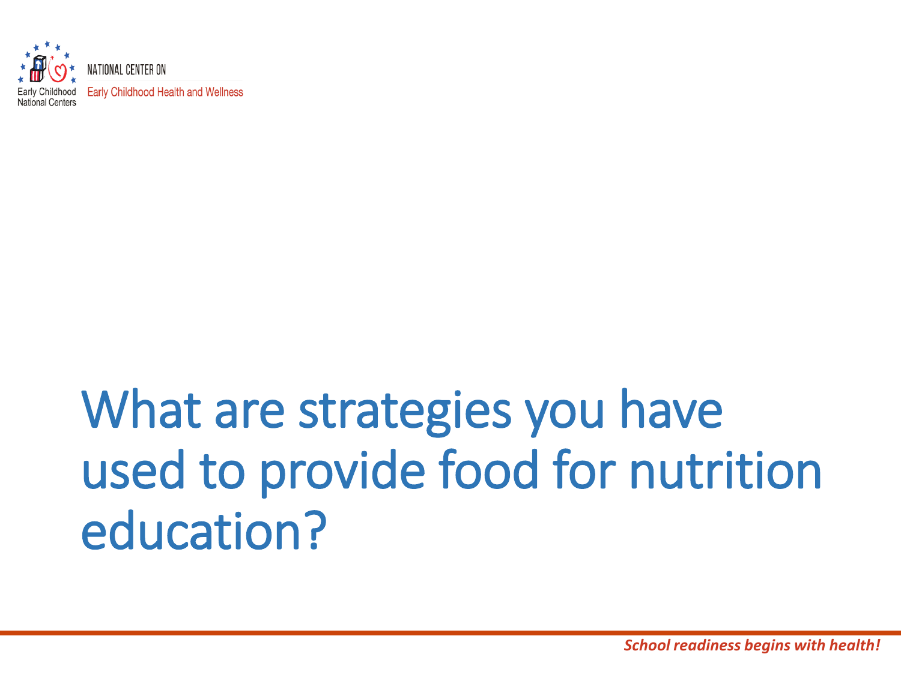# What are strategies you have used to provide food for nutrition education?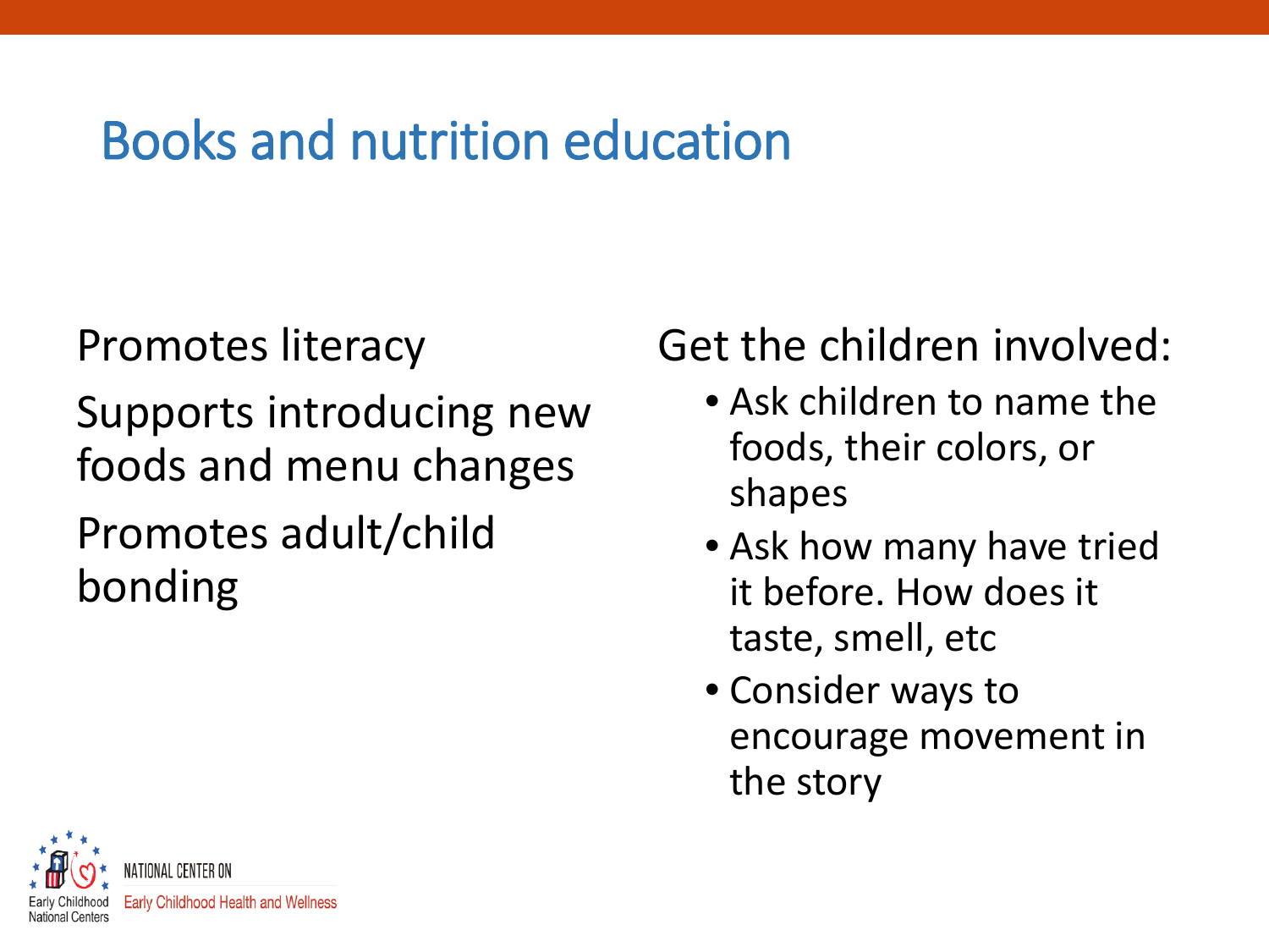# Books and nutrition education

Promotes literacy

Supports introducing new foods and menu changes

Promotes adult/child bonding

Get the children involved:

- Ask children to name the foods, their colors, or shapes
- Ask how many have tried it before. How does it taste, smell, etc
- Consider ways to encourage movement in the story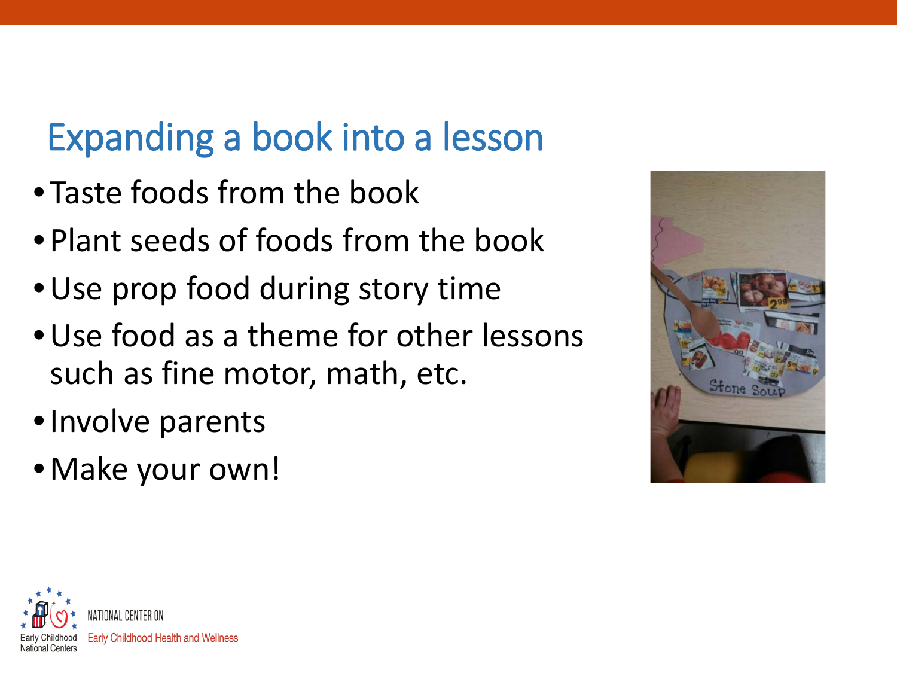# Expanding a book into a lesson

- Taste foods from the book
- Plant seeds of foods from the book
- Use prop food during story time
- Use food as a theme for other lessons such as fine motor, math, etc.
- Involve parents
- Make your own!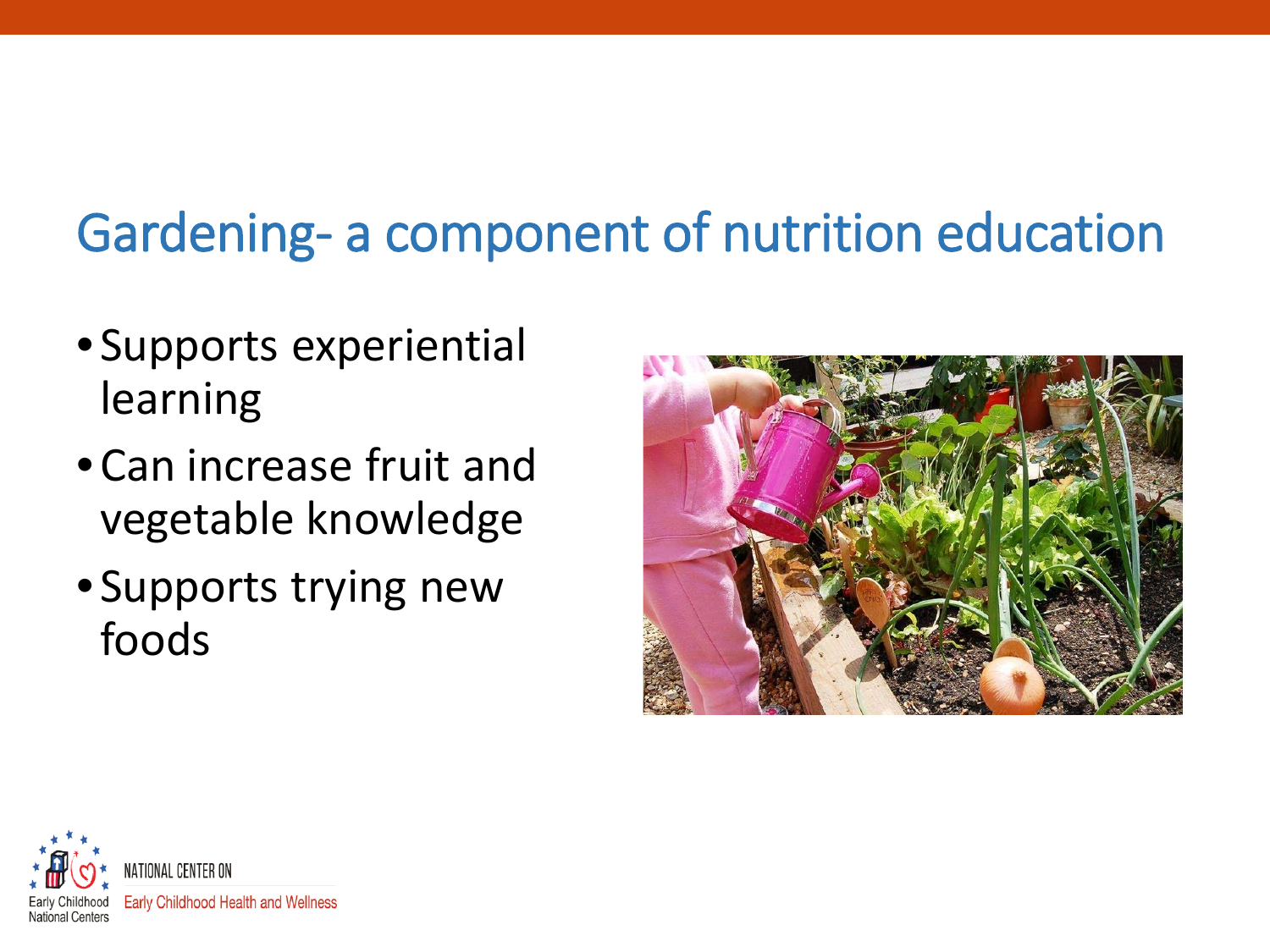# Gardening- a component of nutrition education

- Supports experiential learning
- Can increase fruit and vegetable knowledge
- Supports trying new foods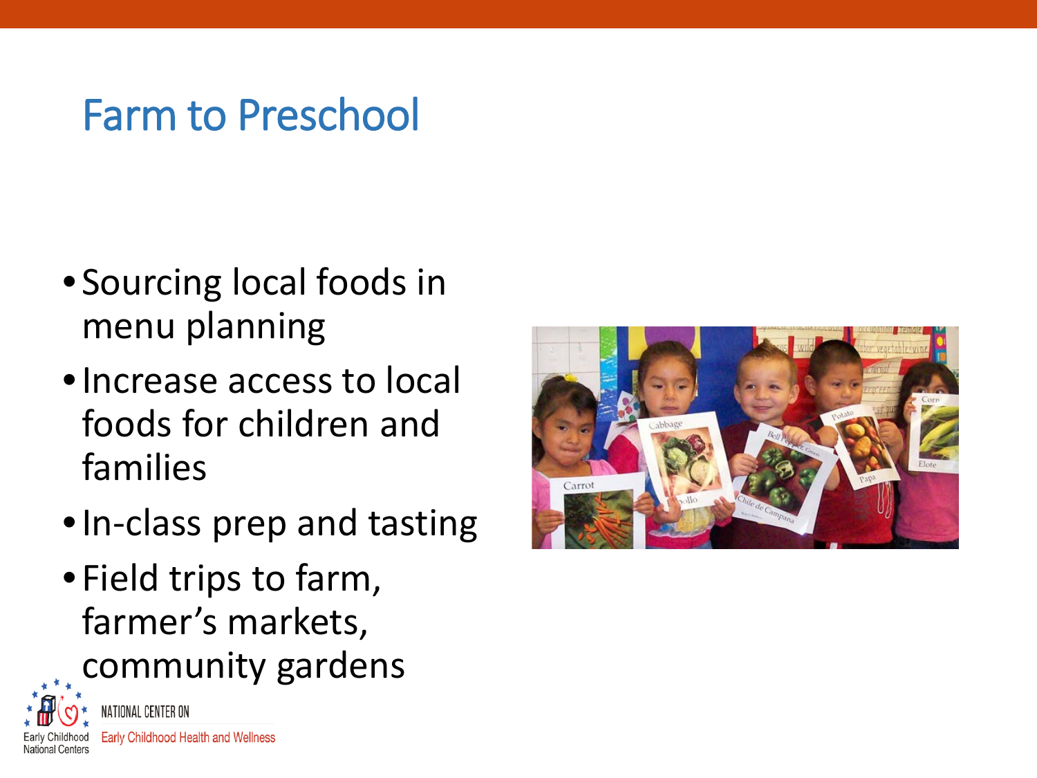# Farm to Preschool

- Sourcing local foods in menu planning
- Increase access to local foods for children and families
- In-class prep and tasting
- Field trips to farm, farmer's markets, community gardens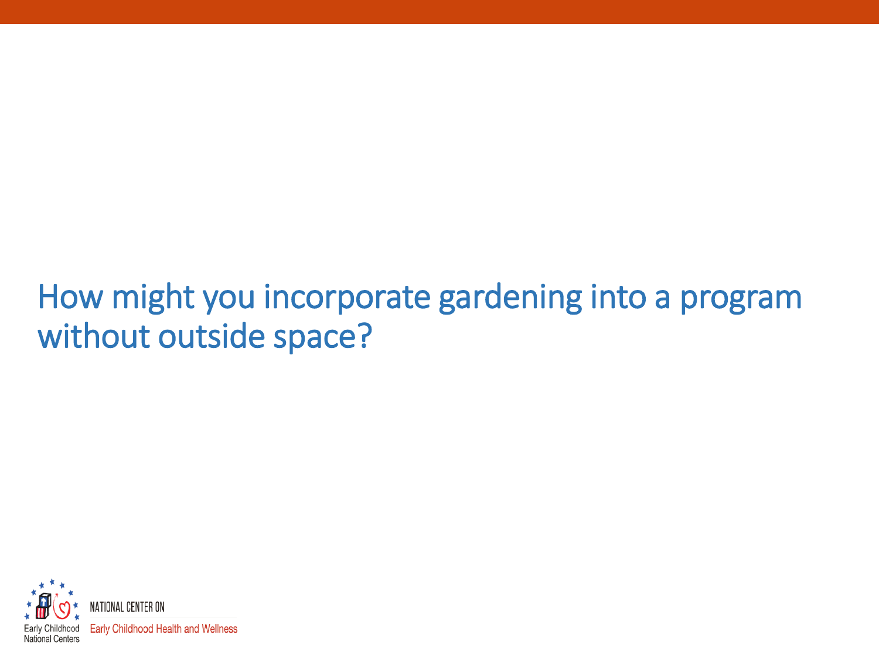# How might you incorporate gardening into a program without outside space?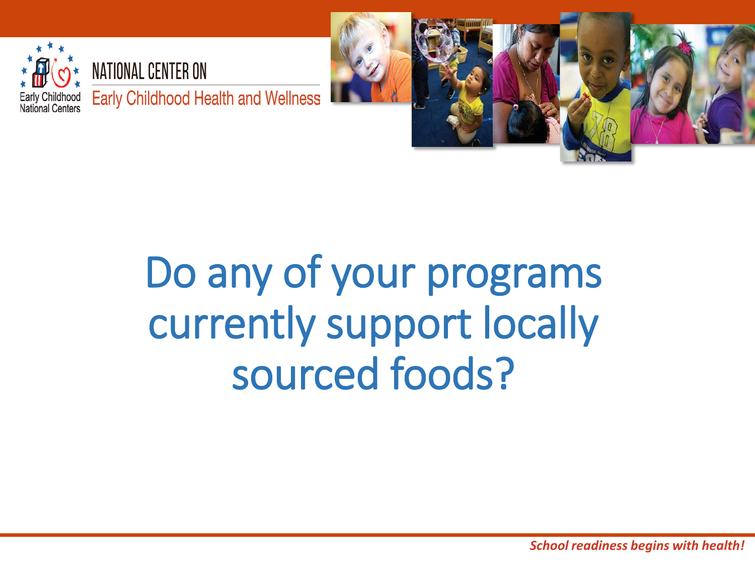# Do any of your programs currently support locally sourced foods?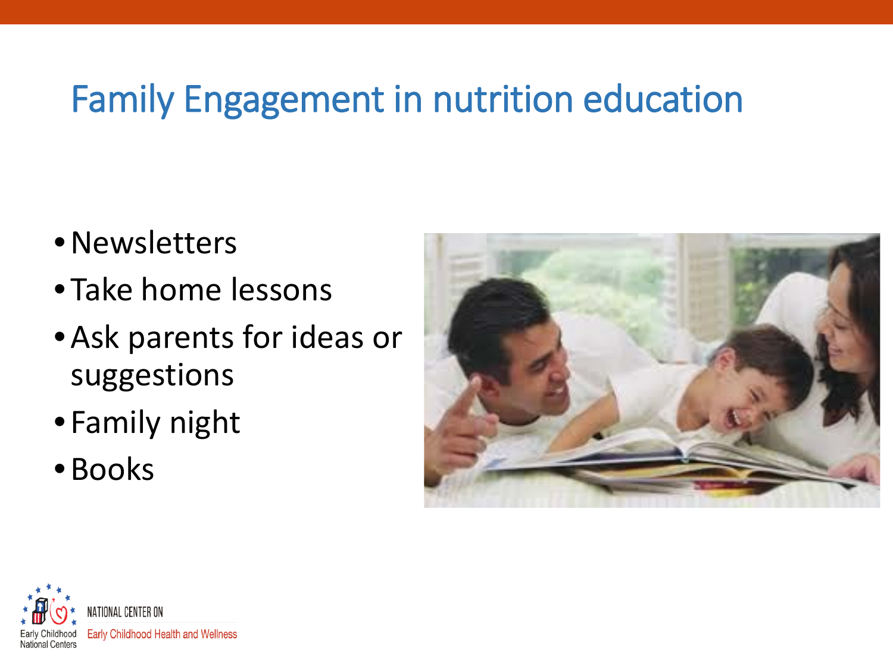# Family Engagement in nutrition education

- Newsletters
- Take home lessons
- Ask parents for ideas or suggestions
- Family night
- Books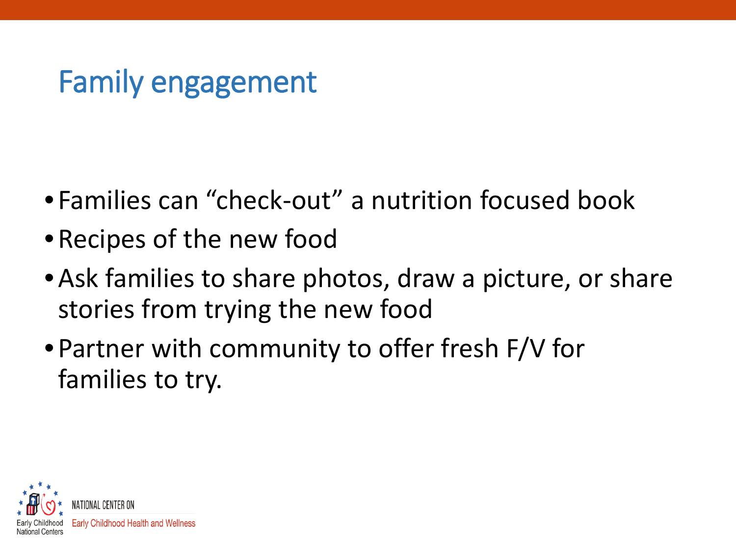# Family engagement

- Families can "check-out" a nutrition focused book
- Recipes of the new food
- Ask families to share photos, draw a picture, or share stories from trying the new food
- Partner with community to offer fresh F/V for families to try.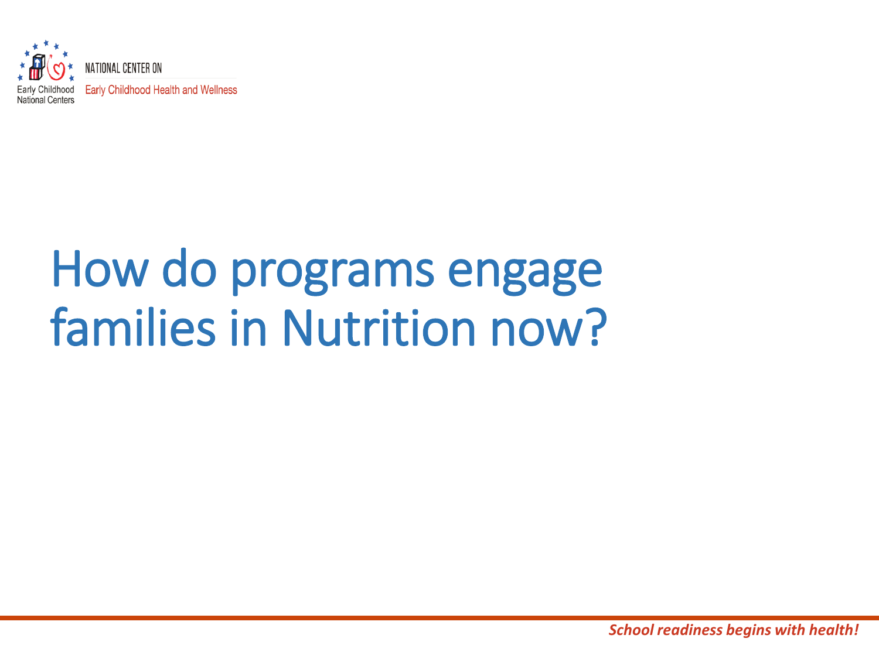# How do programs engage families in Nutrition now?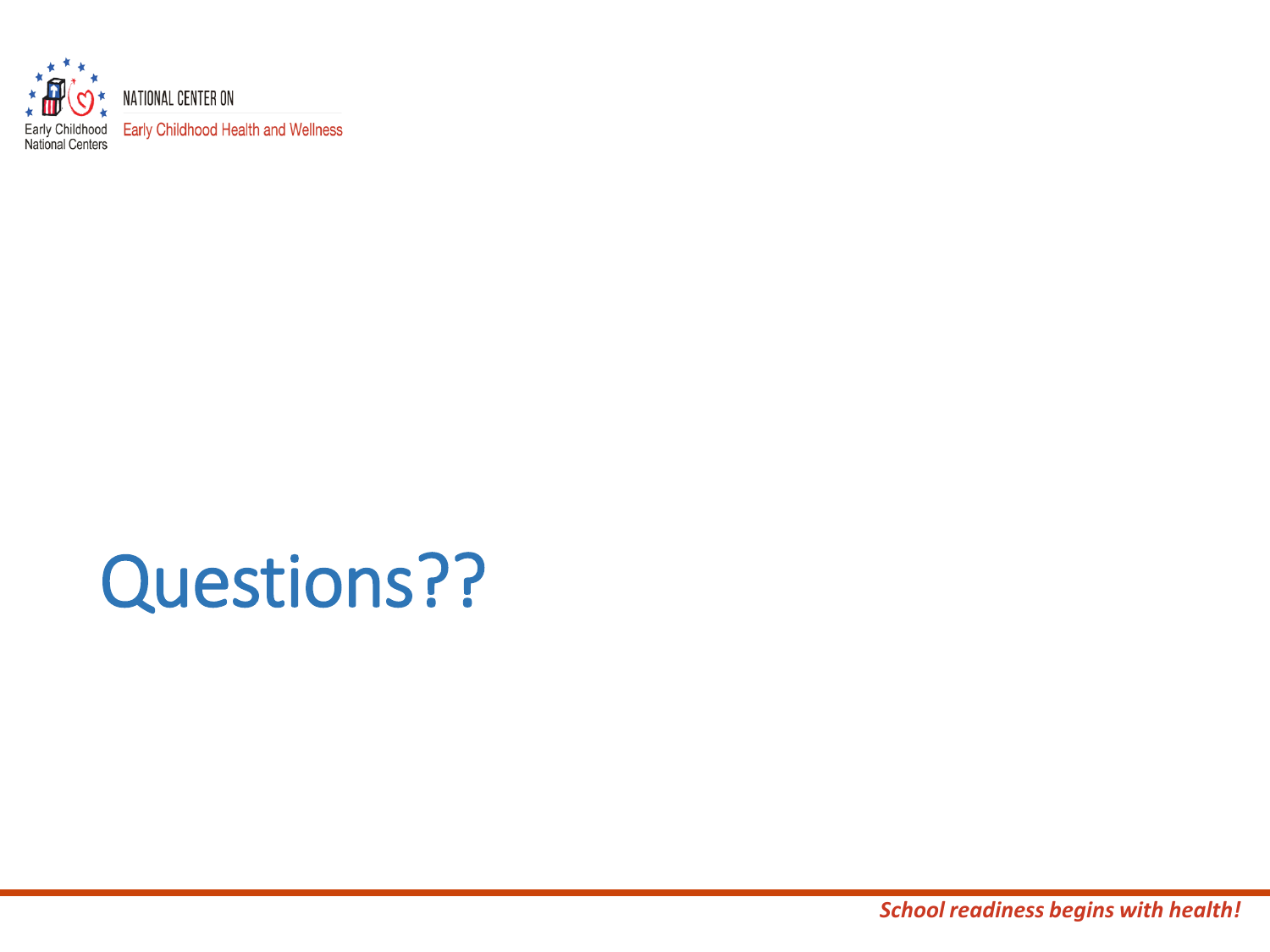# Questions??